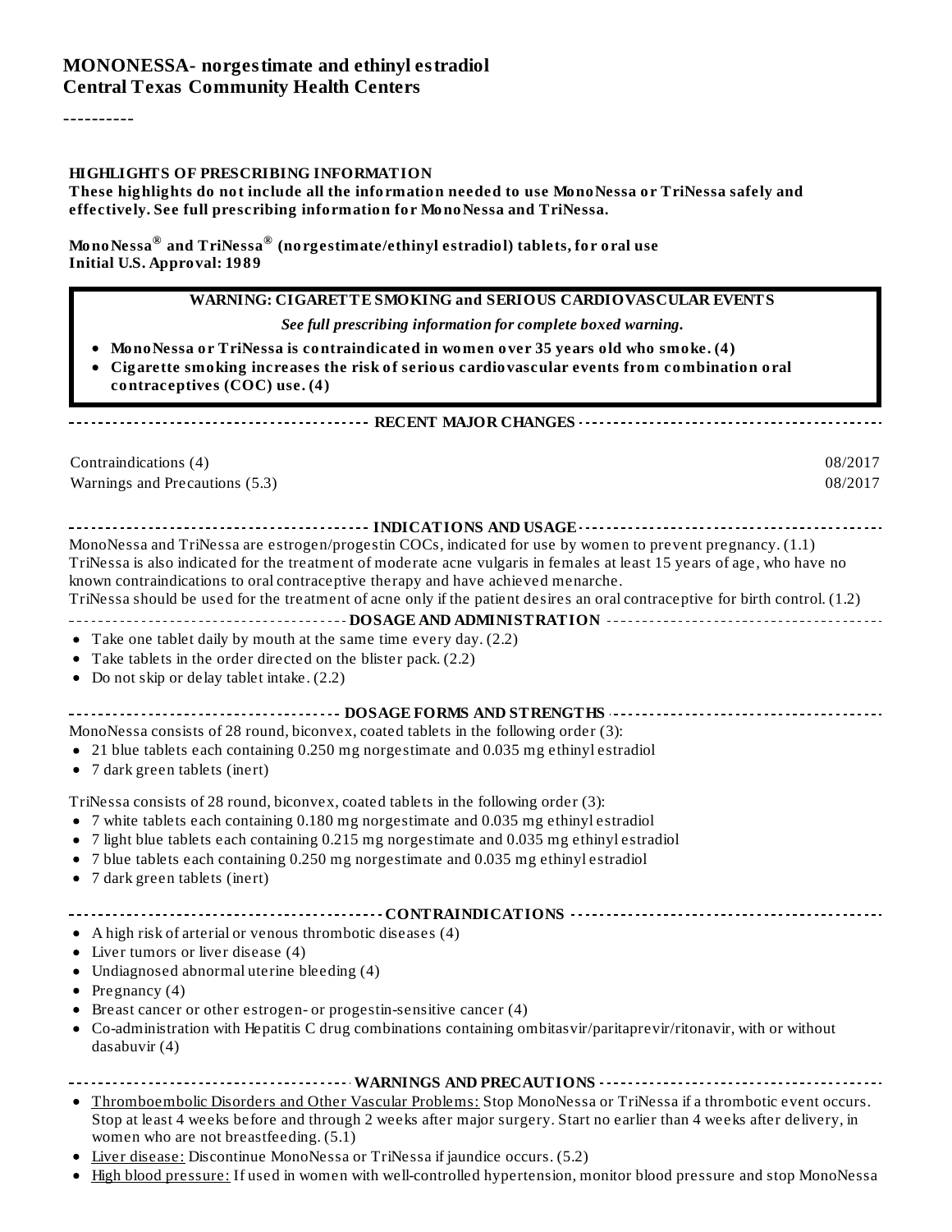# MONONESSA- norgestimate and ethinyl estradiol
## Central Texas Community Health Centers

----------

**HIGHLIGHTS OF PRESCRIBING INFORMATION**

**These highlights do not include all the information needed to use MonoNessa or TriNessa safely and effectively. See full prescribing information for MonoNessa and TriNessa.**

**MonoNessa® and TriNessa® (norgestimate/ethinyl estradiol) tablets, for oral use**
**Initial U.S. Approval: 1989**

**WARNING: CIGARETTE SMOKING and SERIOUS CARDIOVASCULAR EVENTS**

***See full prescribing information for complete boxed warning.***

- **MonoNessa or TriNessa is contraindicated in women over 35 years old who smoke. (4)**
- **Cigarette smoking increases the risk of serious cardiovascular events from combination oral contraceptives (COC) use. (4)**

**RECENT MAJOR CHANGES**

| | |
|---|---|
| Contraindications (4) | 08/2017 |
| Warnings and Precautions (5.3) | 08/2017 |

**INDICATIONS AND USAGE**

MonoNessa and TriNessa are estrogen/progestin COCs, indicated for use by women to prevent pregnancy. (1.1)
TriNessa is also indicated for the treatment of moderate acne vulgaris in females at least 15 years of age, who have no known contraindications to oral contraceptive therapy and have achieved menarche.
TriNessa should be used for the treatment of acne only if the patient desires an oral contraceptive for birth control. (1.2)

**DOSAGE AND ADMINISTRATION**

- Take one tablet daily by mouth at the same time every day. (2.2)
- Take tablets in the order directed on the blister pack. (2.2)
- Do not skip or delay tablet intake. (2.2)

**DOSAGE FORMS AND STRENGTHS**

MonoNessa consists of 28 round, biconvex, coated tablets in the following order (3):

- 21 blue tablets each containing 0.250 mg norgestimate and 0.035 mg ethinyl estradiol
- 7 dark green tablets (inert)

TriNessa consists of 28 round, biconvex, coated tablets in the following order (3):

- 7 white tablets each containing 0.180 mg norgestimate and 0.035 mg ethinyl estradiol
- 7 light blue tablets each containing 0.215 mg norgestimate and 0.035 mg ethinyl estradiol
- 7 blue tablets each containing 0.250 mg norgestimate and 0.035 mg ethinyl estradiol
- 7 dark green tablets (inert)

**CONTRAINDICATIONS**

- A high risk of arterial or venous thrombotic diseases (4)
- Liver tumors or liver disease (4)
- Undiagnosed abnormal uterine bleeding (4)
- Pregnancy (4)
- Breast cancer or other estrogen- or progestin-sensitive cancer (4)
- Co-administration with Hepatitis C drug combinations containing ombitasvir/paritaprevir/ritonavir, with or without dasabuvir (4)

**WARNINGS AND PRECAUTIONS**

- Thromboembolic Disorders and Other Vascular Problems: Stop MonoNessa or TriNessa if a thrombotic event occurs. Stop at least 4 weeks before and through 2 weeks after major surgery. Start no earlier than 4 weeks after delivery, in women who are not breastfeeding. (5.1)
- Liver disease: Discontinue MonoNessa or TriNessa if jaundice occurs. (5.2)
- High blood pressure: If used in women with well-controlled hypertension, monitor blood pressure and stop MonoNessa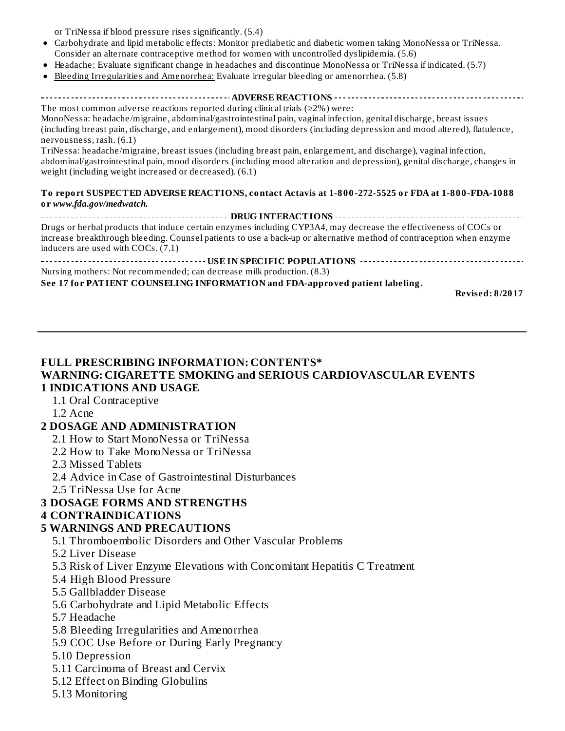or TriNessa if blood pressure rises significantly. (5.4)

- Carbohydrate and lipid metabolic effects: Monitor prediabetic and diabetic women taking MonoNessa or TriNessa. Consider an alternate contraceptive method for women with uncontrolled dyslipidemia. (5.6)
- Headache: Evaluate significant change in headaches and discontinue MonoNessa or TriNessa if indicated. (5.7)
- Bleeding Irregularities and Amenorrhea: Evaluate irregular bleeding or amenorrhea. (5.8)

**ADVERSE REACTIONS**

The most common adverse reactions reported during clinical trials (≥2%) were:

MonoNessa: headache/migraine, abdominal/gastrointestinal pain, vaginal infection, genital discharge, breast issues (including breast pain, discharge, and enlargement), mood disorders (including depression and mood altered), flatulence, nervousness, rash. (6.1)

TriNessa: headache/migraine, breast issues (including breast pain, enlargement, and discharge), vaginal infection, abdominal/gastrointestinal pain, mood disorders (including mood alteration and depression), genital discharge, changes in weight (including weight increased or decreased). (6.1)

**To report SUSPECTED ADVERSE REACTIONS, contact Actavis at 1-800-272-5525 or FDA at 1-800-FDA-1088 or *www.fda.gov/medwatch.***

**DRUG INTERACTIONS**

Drugs or herbal products that induce certain enzymes including CYP3A4, may decrease the effectiveness of COCs or increase breakthrough bleeding. Counsel patients to use a back-up or alternative method of contraception when enzyme inducers are used with COCs. (7.1)

**USE IN SPECIFIC POPULATIONS**

Nursing mothers: Not recommended; can decrease milk production. (8.3)

**See 17 for PATIENT COUNSELING INFORMATION and FDA-approved patient labeling.**

**Revised: 8/2017**

---

## FULL PRESCRIBING INFORMATION: CONTENTS*

**WARNING: CIGARETTE SMOKING and SERIOUS CARDIOVASCULAR EVENTS**

**1 INDICATIONS AND USAGE**

- 1.1 Oral Contraceptive
- 1.2 Acne

**2 DOSAGE AND ADMINISTRATION**

- 2.1 How to Start MonoNessa or TriNessa
- 2.2 How to Take MonoNessa or TriNessa
- 2.3 Missed Tablets
- 2.4 Advice in Case of Gastrointestinal Disturbances
- 2.5 TriNessa Use for Acne

**3 DOSAGE FORMS AND STRENGTHS**

**4 CONTRAINDICATIONS**

**5 WARNINGS AND PRECAUTIONS**

- 5.1 Thromboembolic Disorders and Other Vascular Problems
- 5.2 Liver Disease
- 5.3 Risk of Liver Enzyme Elevations with Concomitant Hepatitis C Treatment
- 5.4 High Blood Pressure
- 5.5 Gallbladder Disease
- 5.6 Carbohydrate and Lipid Metabolic Effects
- 5.7 Headache
- 5.8 Bleeding Irregularities and Amenorrhea
- 5.9 COC Use Before or During Early Pregnancy
- 5.10 Depression
- 5.11 Carcinoma of Breast and Cervix
- 5.12 Effect on Binding Globulins
- 5.13 Monitoring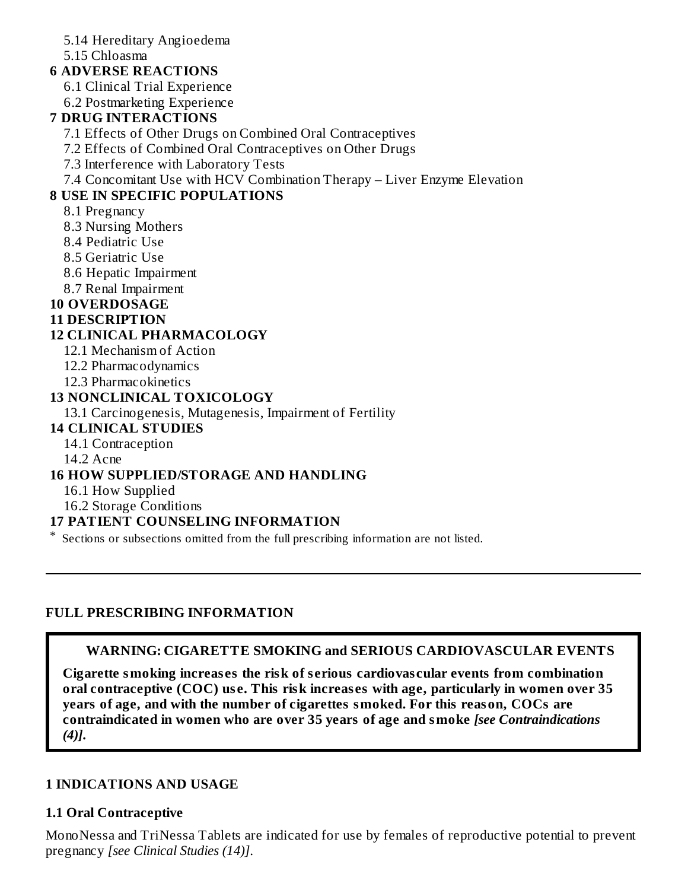5.14 Hereditary Angioedema

5.15 Chloasma

**6 ADVERSE REACTIONS**

6.1 Clinical Trial Experience

6.2 Postmarketing Experience

**7 DRUG INTERACTIONS**

7.1 Effects of Other Drugs on Combined Oral Contraceptives

7.2 Effects of Combined Oral Contraceptives on Other Drugs

7.3 Interference with Laboratory Tests

7.4 Concomitant Use with HCV Combination Therapy – Liver Enzyme Elevation

**8 USE IN SPECIFIC POPULATIONS**

8.1 Pregnancy

8.3 Nursing Mothers

8.4 Pediatric Use

8.5 Geriatric Use

8.6 Hepatic Impairment

8.7 Renal Impairment

**10 OVERDOSAGE**

**11 DESCRIPTION**

**12 CLINICAL PHARMACOLOGY**

12.1 Mechanism of Action

12.2 Pharmacodynamics

12.3 Pharmacokinetics

**13 NONCLINICAL TOXICOLOGY**

13.1 Carcinogenesis, Mutagenesis, Impairment of Fertility

**14 CLINICAL STUDIES**

14.1 Contraception

14.2 Acne

**16 HOW SUPPLIED/STORAGE AND HANDLING**

16.1 How Supplied

16.2 Storage Conditions

**17 PATIENT COUNSELING INFORMATION**

* Sections or subsections omitted from the full prescribing information are not listed.

---

## FULL PRESCRIBING INFORMATION

**WARNING: CIGARETTE SMOKING and SERIOUS CARDIOVASCULAR EVENTS**

**Cigarette smoking increases the risk of serious cardiovascular events from combination oral contraceptive (COC) use. This risk increases with age, particularly in women over 35 years of age, and with the number of cigarettes smoked. For this reason, COCs are contraindicated in women who are over 35 years of age and smoke *[see Contraindications (4)]*.**

### 1 INDICATIONS AND USAGE

#### 1.1 Oral Contraceptive

MonoNessa and TriNessa Tablets are indicated for use by females of reproductive potential to prevent pregnancy *[see Clinical Studies (14)]*.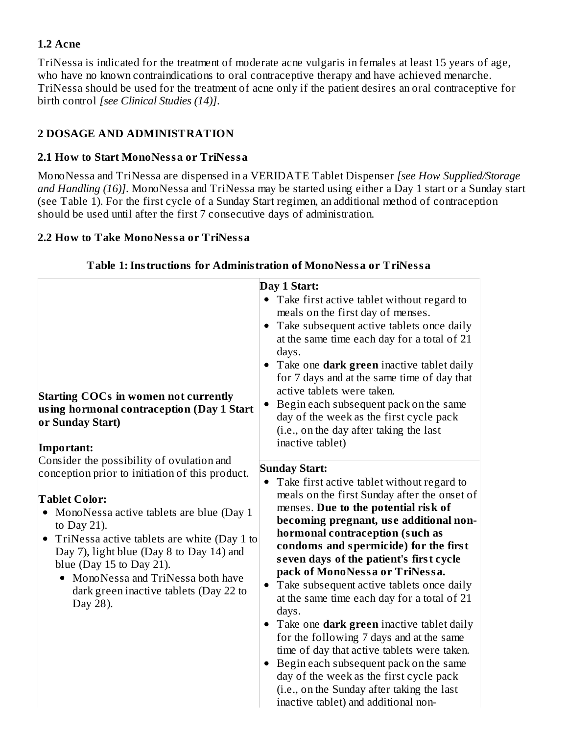### 1.2 Acne

TriNessa is indicated for the treatment of moderate acne vulgaris in females at least 15 years of age, who have no known contraindications to oral contraceptive therapy and have achieved menarche. TriNessa should be used for the treatment of acne only if the patient desires an oral contraceptive for birth control *[see Clinical Studies (14)]*.

## 2 DOSAGE AND ADMINISTRATION

### 2.1 How to Start MonoNessa or TriNessa

MonoNessa and TriNessa are dispensed in a VERIDATE Tablet Dispenser *[see How Supplied/Storage and Handling (16)]*. MonoNessa and TriNessa may be started using either a Day 1 start or a Sunday start (see Table 1). For the first cycle of a Sunday Start regimen, an additional method of contraception should be used until after the first 7 consecutive days of administration.

### 2.2 How to Take MonoNessa or TriNessa

**Table 1: Instructions for Administration of MonoNessa or TriNessa**

| | |
|---|---|
| **Starting COCs in women not currently using hormonal contraception (Day 1 Start or Sunday Start)**<br><br>**Important:**<br>Consider the possibility of ovulation and conception prior to initiation of this product.<br><br>**Tablet Color:**<br>• MonoNessa active tablets are blue (Day 1 to Day 21).<br>• TriNessa active tablets are white (Day 1 to Day 7), light blue (Day 8 to Day 14) and blue (Day 15 to Day 21).<br>&nbsp;&nbsp;• MonoNessa and TriNessa both have dark green inactive tablets (Day 22 to Day 28). | **Day 1 Start:**<br>• Take first active tablet without regard to meals on the first day of menses.<br>• Take subsequent active tablets once daily at the same time each day for a total of 21 days.<br>• Take one **dark green** inactive tablet daily for 7 days and at the same time of day that active tablets were taken.<br>• Begin each subsequent pack on the same day of the week as the first cycle pack (i.e., on the day after taking the last inactive tablet)<br><br>**Sunday Start:**<br>• Take first active tablet without regard to meals on the first Sunday after the onset of menses. **Due to the potential risk of becoming pregnant, use additional non-hormonal contraception (such as condoms and spermicide) for the first seven days of the patient's first cycle pack of MonoNessa or TriNessa.**<br>• Take subsequent active tablets once daily at the same time each day for a total of 21 days.<br>• Take one **dark green** inactive tablet daily for the following 7 days and at the same time of day that active tablets were taken.<br>• Begin each subsequent pack on the same day of the week as the first cycle pack (i.e., on the Sunday after taking the last inactive tablet) and additional non- |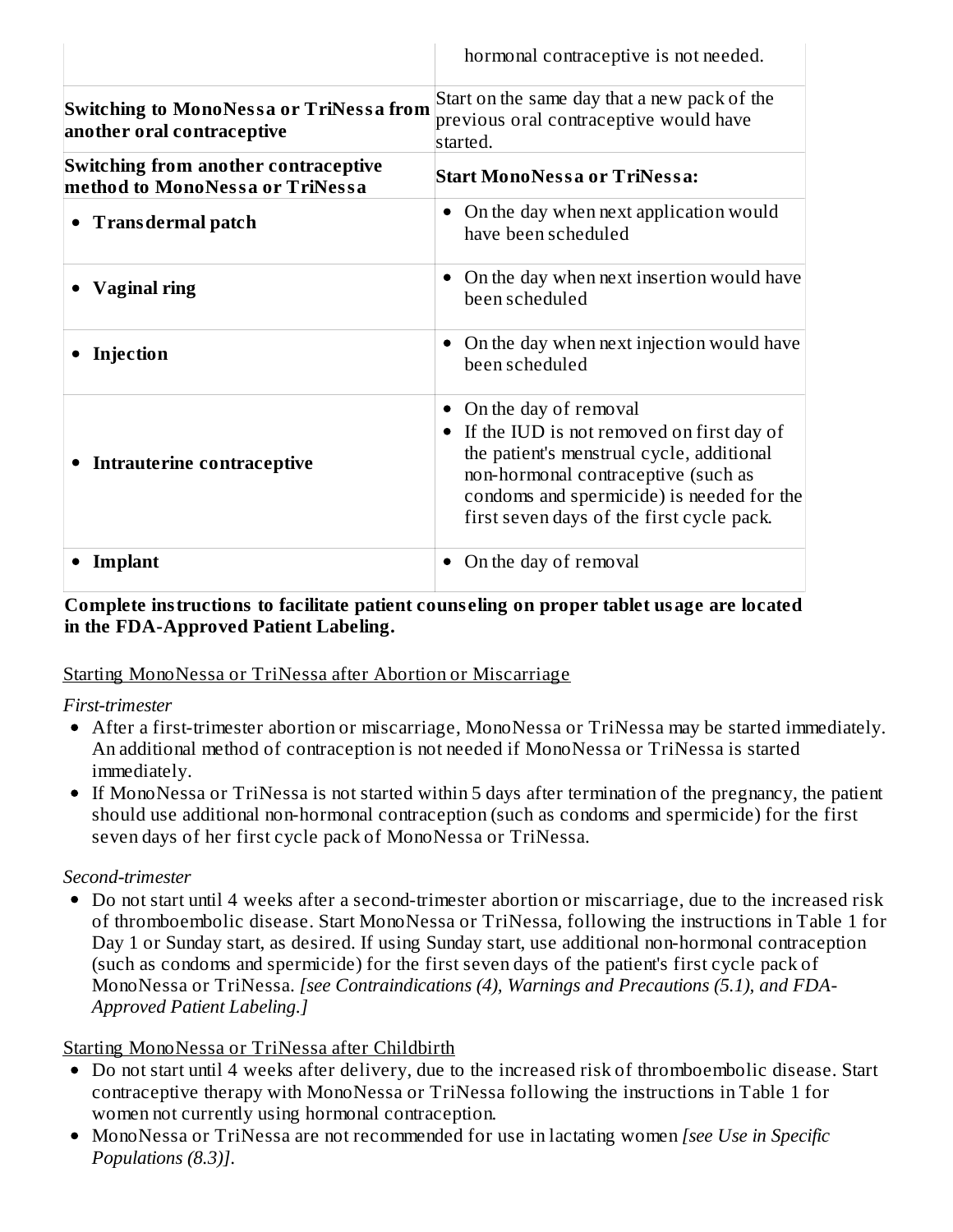| | |
|---|---|
| | hormonal contraceptive is not needed. |
| **Switching to MonoNessa or TriNessa from another oral contraceptive** | Start on the same day that a new pack of the previous oral contraceptive would have started. |
| **Switching from another contraceptive method to MonoNessa or TriNessa** | **Start MonoNessa or TriNessa:** |
| • **Transdermal patch** | • On the day when next application would have been scheduled |
| • **Vaginal ring** | • On the day when next insertion would have been scheduled |
| • **Injection** | • On the day when next injection would have been scheduled |
| • **Intrauterine contraceptive** | • On the day of removal<br>• If the IUD is not removed on first day of the patient's menstrual cycle, additional non-hormonal contraceptive (such as condoms and spermicide) is needed for the first seven days of the first cycle pack. |
| • **Implant** | • On the day of removal |

**Complete instructions to facilitate patient counseling on proper tablet usage are located in the FDA-Approved Patient Labeling.**

Starting MonoNessa or TriNessa after Abortion or Miscarriage

*First-trimester*

- After a first-trimester abortion or miscarriage, MonoNessa or TriNessa may be started immediately. An additional method of contraception is not needed if MonoNessa or TriNessa is started immediately.
- If MonoNessa or TriNessa is not started within 5 days after termination of the pregnancy, the patient should use additional non-hormonal contraception (such as condoms and spermicide) for the first seven days of her first cycle pack of MonoNessa or TriNessa.

*Second-trimester*

- Do not start until 4 weeks after a second-trimester abortion or miscarriage, due to the increased risk of thromboembolic disease. Start MonoNessa or TriNessa, following the instructions in Table 1 for Day 1 or Sunday start, as desired. If using Sunday start, use additional non-hormonal contraception (such as condoms and spermicide) for the first seven days of the patient's first cycle pack of MonoNessa or TriNessa. *[see Contraindications (4), Warnings and Precautions (5.1), and FDA-Approved Patient Labeling.]*

Starting MonoNessa or TriNessa after Childbirth

- Do not start until 4 weeks after delivery, due to the increased risk of thromboembolic disease. Start contraceptive therapy with MonoNessa or TriNessa following the instructions in Table 1 for women not currently using hormonal contraception.
- MonoNessa or TriNessa are not recommended for use in lactating women *[see Use in Specific Populations (8.3)]*.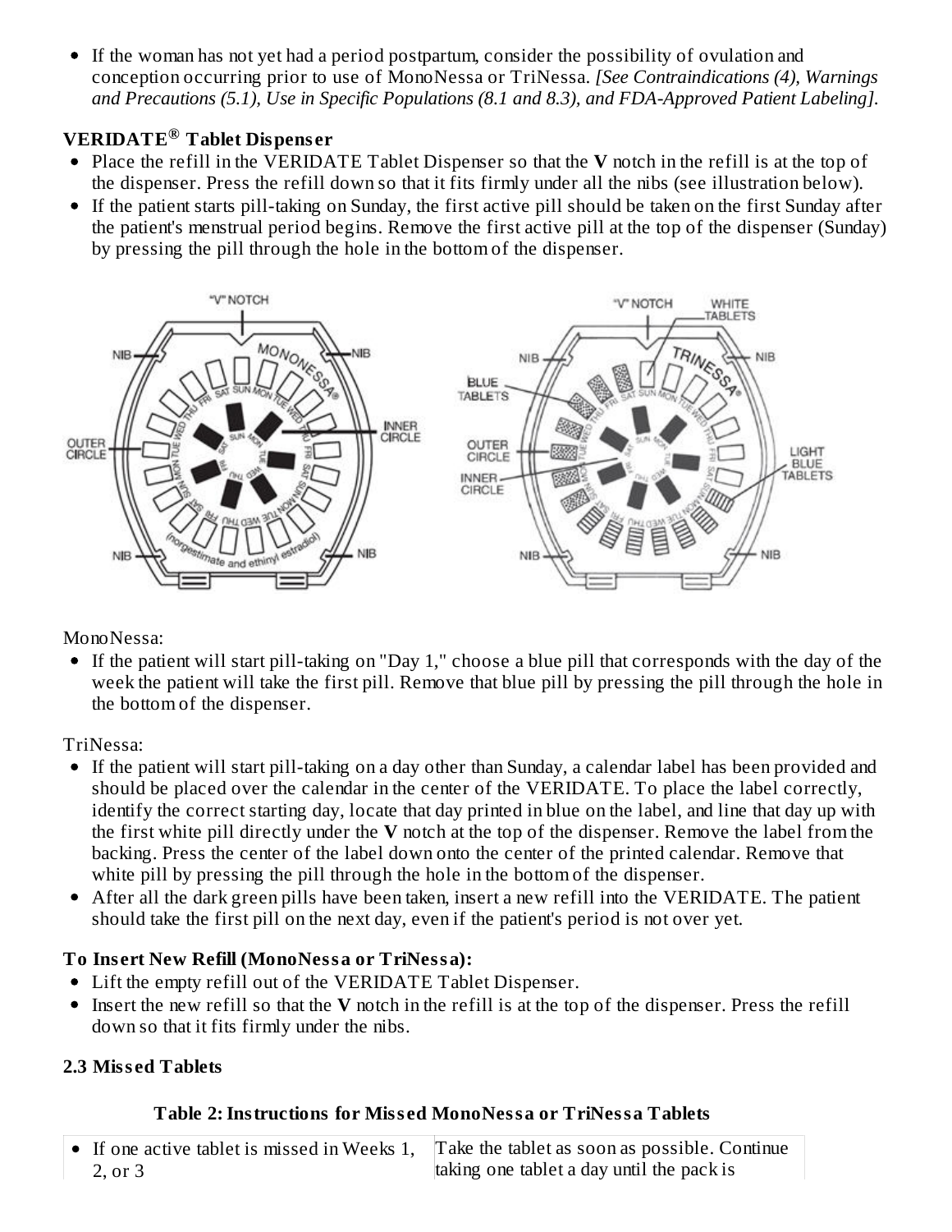- If the woman has not yet had a period postpartum, consider the possibility of ovulation and conception occurring prior to use of MonoNessa or TriNessa. *[See Contraindications (4), Warnings and Precautions (5.1), Use in Specific Populations (8.1 and 8.3), and FDA-Approved Patient Labeling].*

**VERIDATE® Tablet Dispenser**

- Place the refill in the VERIDATE Tablet Dispenser so that the **V** notch in the refill is at the top of the dispenser. Press the refill down so that it fits firmly under all the nibs (see illustration below).
- If the patient starts pill-taking on Sunday, the first active pill should be taken on the first Sunday after the patient's menstrual period begins. Remove the first active pill at the top of the dispenser (Sunday) by pressing the pill through the hole in the bottom of the dispenser.

MonoNessa:

- If the patient will start pill-taking on "Day 1," choose a blue pill that corresponds with the day of the week the patient will take the first pill. Remove that blue pill by pressing the pill through the hole in the bottom of the dispenser.

TriNessa:

- If the patient will start pill-taking on a day other than Sunday, a calendar label has been provided and should be placed over the calendar in the center of the VERIDATE. To place the label correctly, identify the correct starting day, locate that day printed in blue on the label, and line that day up with the first white pill directly under the **V** notch at the top of the dispenser. Remove the label from the backing. Press the center of the label down onto the center of the printed calendar. Remove that white pill by pressing the pill through the hole in the bottom of the dispenser.
- After all the dark green pills have been taken, insert a new refill into the VERIDATE. The patient should take the first pill on the next day, even if the patient's period is not over yet.

**To Insert New Refill (MonoNessa or TriNessa):**

- Lift the empty refill out of the VERIDATE Tablet Dispenser.
- Insert the new refill so that the **V** notch in the refill is at the top of the dispenser. Press the refill down so that it fits firmly under the nibs.

### 2.3 Missed Tablets

**Table 2: Instructions for Missed MonoNessa or TriNessa Tablets**

| | |
|---|---|
| • If one active tablet is missed in Weeks 1, 2, or 3 | Take the tablet as soon as possible. Continue taking one tablet a day until the pack is |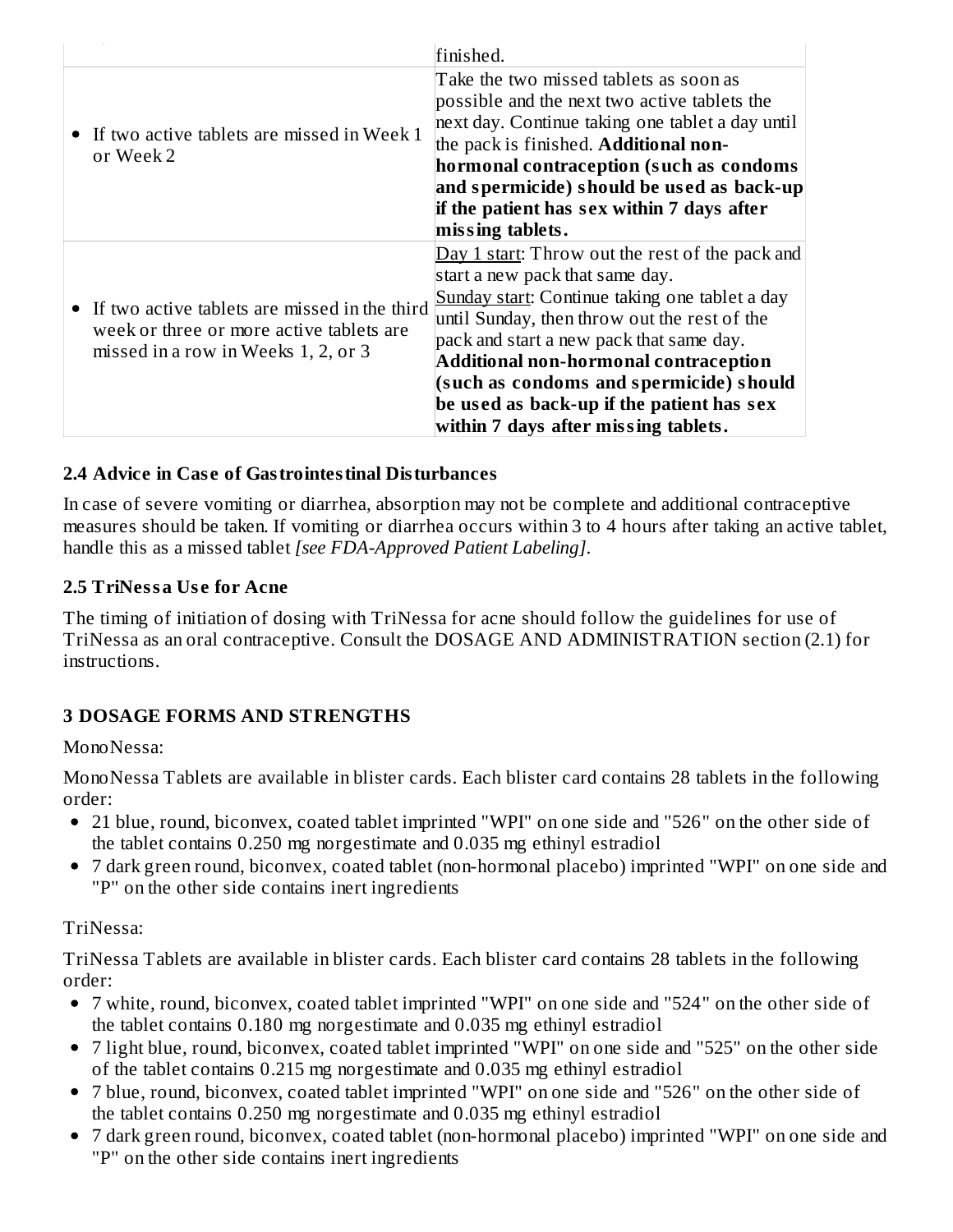| | |
|---|---|
| | finished. |
| • If two active tablets are missed in Week 1 or Week 2 | Take the two missed tablets as soon as possible and the next two active tablets the next day. Continue taking one tablet a day until the pack is finished. **Additional non-hormonal contraception (such as condoms and spermicide) should be used as back-up if the patient has sex within 7 days after missing tablets.** |
| • If two active tablets are missed in the third week or three or more active tablets are missed in a row in Weeks 1, 2, or 3 | Day 1 start: Throw out the rest of the pack and start a new pack that same day. Sunday start: Continue taking one tablet a day until Sunday, then throw out the rest of the pack and start a new pack that same day. **Additional non-hormonal contraception (such as condoms and spermicide) should be used as back-up if the patient has sex within 7 days after missing tablets.** |

### 2.4 Advice in Case of Gastrointestinal Disturbances

In case of severe vomiting or diarrhea, absorption may not be complete and additional contraceptive measures should be taken. If vomiting or diarrhea occurs within 3 to 4 hours after taking an active tablet, handle this as a missed tablet *[see FDA-Approved Patient Labeling]*.

### 2.5 TriNessa Use for Acne

The timing of initiation of dosing with TriNessa for acne should follow the guidelines for use of TriNessa as an oral contraceptive. Consult the DOSAGE AND ADMINISTRATION section (2.1) for instructions.

## 3 DOSAGE FORMS AND STRENGTHS

MonoNessa:

MonoNessa Tablets are available in blister cards. Each blister card contains 28 tablets in the following order:

- 21 blue, round, biconvex, coated tablet imprinted "WPI" on one side and "526" on the other side of the tablet contains 0.250 mg norgestimate and 0.035 mg ethinyl estradiol
- 7 dark green round, biconvex, coated tablet (non-hormonal placebo) imprinted "WPI" on one side and "P" on the other side contains inert ingredients

TriNessa:

TriNessa Tablets are available in blister cards. Each blister card contains 28 tablets in the following order:

- 7 white, round, biconvex, coated tablet imprinted "WPI" on one side and "524" on the other side of the tablet contains 0.180 mg norgestimate and 0.035 mg ethinyl estradiol
- 7 light blue, round, biconvex, coated tablet imprinted "WPI" on one side and "525" on the other side of the tablet contains 0.215 mg norgestimate and 0.035 mg ethinyl estradiol
- 7 blue, round, biconvex, coated tablet imprinted "WPI" on one side and "526" on the other side of the tablet contains 0.250 mg norgestimate and 0.035 mg ethinyl estradiol
- 7 dark green round, biconvex, coated tablet (non-hormonal placebo) imprinted "WPI" on one side and "P" on the other side contains inert ingredients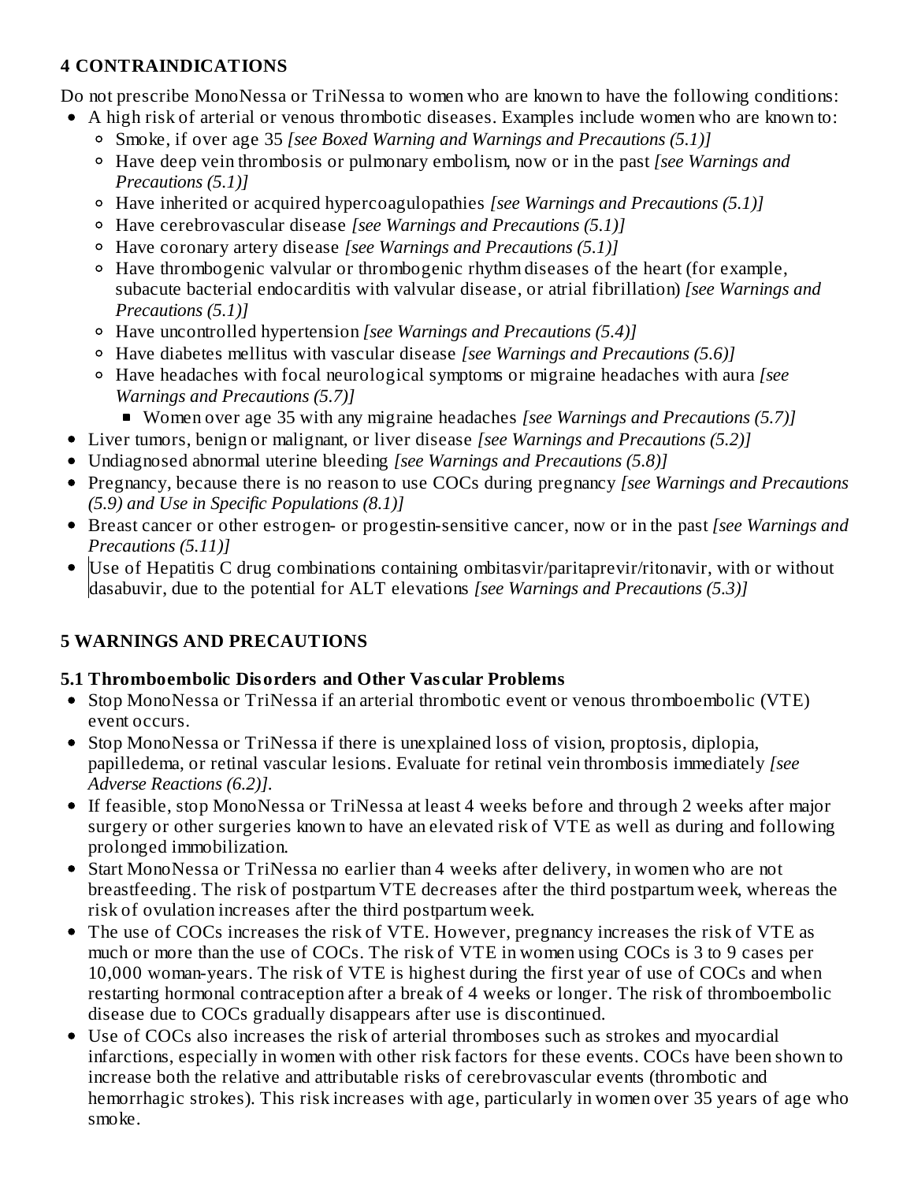## 4 CONTRAINDICATIONS

Do not prescribe MonoNessa or TriNessa to women who are known to have the following conditions:

- A high risk of arterial or venous thrombotic diseases. Examples include women who are known to:
  - Smoke, if over age 35 *[see Boxed Warning and Warnings and Precautions (5.1)]*
  - Have deep vein thrombosis or pulmonary embolism, now or in the past *[see Warnings and Precautions (5.1)]*
  - Have inherited or acquired hypercoagulopathies *[see Warnings and Precautions (5.1)]*
  - Have cerebrovascular disease *[see Warnings and Precautions (5.1)]*
  - Have coronary artery disease *[see Warnings and Precautions (5.1)]*
  - Have thrombogenic valvular or thrombogenic rhythm diseases of the heart (for example, subacute bacterial endocarditis with valvular disease, or atrial fibrillation) *[see Warnings and Precautions (5.1)]*
  - Have uncontrolled hypertension *[see Warnings and Precautions (5.4)]*
  - Have diabetes mellitus with vascular disease *[see Warnings and Precautions (5.6)]*
  - Have headaches with focal neurological symptoms or migraine headaches with aura *[see Warnings and Precautions (5.7)]*
    - Women over age 35 with any migraine headaches *[see Warnings and Precautions (5.7)]*
- Liver tumors, benign or malignant, or liver disease *[see Warnings and Precautions (5.2)]*
- Undiagnosed abnormal uterine bleeding *[see Warnings and Precautions (5.8)]*
- Pregnancy, because there is no reason to use COCs during pregnancy *[see Warnings and Precautions (5.9) and Use in Specific Populations (8.1)]*
- Breast cancer or other estrogen- or progestin-sensitive cancer, now or in the past *[see Warnings and Precautions (5.11)]*
- Use of Hepatitis C drug combinations containing ombitasvir/paritaprevir/ritonavir, with or without dasabuvir, due to the potential for ALT elevations *[see Warnings and Precautions (5.3)]*

## 5 WARNINGS AND PRECAUTIONS

### 5.1 Thromboembolic Disorders and Other Vascular Problems

- Stop MonoNessa or TriNessa if an arterial thrombotic event or venous thromboembolic (VTE) event occurs.
- Stop MonoNessa or TriNessa if there is unexplained loss of vision, proptosis, diplopia, papilledema, or retinal vascular lesions. Evaluate for retinal vein thrombosis immediately *[see Adverse Reactions (6.2)]*.
- If feasible, stop MonoNessa or TriNessa at least 4 weeks before and through 2 weeks after major surgery or other surgeries known to have an elevated risk of VTE as well as during and following prolonged immobilization.
- Start MonoNessa or TriNessa no earlier than 4 weeks after delivery, in women who are not breastfeeding. The risk of postpartum VTE decreases after the third postpartum week, whereas the risk of ovulation increases after the third postpartum week.
- The use of COCs increases the risk of VTE. However, pregnancy increases the risk of VTE as much or more than the use of COCs. The risk of VTE in women using COCs is 3 to 9 cases per 10,000 woman-years. The risk of VTE is highest during the first year of use of COCs and when restarting hormonal contraception after a break of 4 weeks or longer. The risk of thromboembolic disease due to COCs gradually disappears after use is discontinued.
- Use of COCs also increases the risk of arterial thromboses such as strokes and myocardial infarctions, especially in women with other risk factors for these events. COCs have been shown to increase both the relative and attributable risks of cerebrovascular events (thrombotic and hemorrhagic strokes). This risk increases with age, particularly in women over 35 years of age who smoke.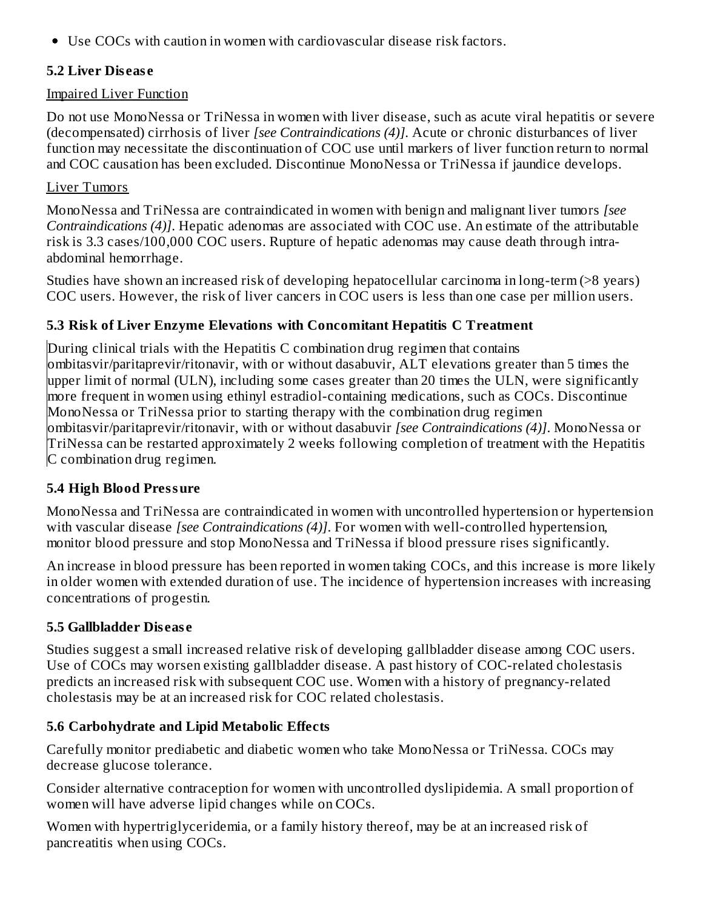- Use COCs with caution in women with cardiovascular disease risk factors.

### 5.2 Liver Disease

Impaired Liver Function

Do not use MonoNessa or TriNessa in women with liver disease, such as acute viral hepatitis or severe (decompensated) cirrhosis of liver *[see Contraindications (4)]*. Acute or chronic disturbances of liver function may necessitate the discontinuation of COC use until markers of liver function return to normal and COC causation has been excluded. Discontinue MonoNessa or TriNessa if jaundice develops.

Liver Tumors

MonoNessa and TriNessa are contraindicated in women with benign and malignant liver tumors *[see Contraindications (4)]*. Hepatic adenomas are associated with COC use. An estimate of the attributable risk is 3.3 cases/100,000 COC users. Rupture of hepatic adenomas may cause death through intra-abdominal hemorrhage.

Studies have shown an increased risk of developing hepatocellular carcinoma in long-term (>8 years) COC users. However, the risk of liver cancers in COC users is less than one case per million users.

### 5.3 Risk of Liver Enzyme Elevations with Concomitant Hepatitis C Treatment

During clinical trials with the Hepatitis C combination drug regimen that contains ombitasvir/paritaprevir/ritonavir, with or without dasabuvir, ALT elevations greater than 5 times the upper limit of normal (ULN), including some cases greater than 20 times the ULN, were significantly more frequent in women using ethinyl estradiol-containing medications, such as COCs. Discontinue MonoNessa or TriNessa prior to starting therapy with the combination drug regimen ombitasvir/paritaprevir/ritonavir, with or without dasabuvir *[see Contraindications (4)]*. MonoNessa or TriNessa can be restarted approximately 2 weeks following completion of treatment with the Hepatitis C combination drug regimen.

### 5.4 High Blood Pressure

MonoNessa and TriNessa are contraindicated in women with uncontrolled hypertension or hypertension with vascular disease *[see Contraindications (4)]*. For women with well-controlled hypertension, monitor blood pressure and stop MonoNessa and TriNessa if blood pressure rises significantly.

An increase in blood pressure has been reported in women taking COCs, and this increase is more likely in older women with extended duration of use. The incidence of hypertension increases with increasing concentrations of progestin.

### 5.5 Gallbladder Disease

Studies suggest a small increased relative risk of developing gallbladder disease among COC users. Use of COCs may worsen existing gallbladder disease. A past history of COC-related cholestasis predicts an increased risk with subsequent COC use. Women with a history of pregnancy-related cholestasis may be at an increased risk for COC related cholestasis.

### 5.6 Carbohydrate and Lipid Metabolic Effects

Carefully monitor prediabetic and diabetic women who take MonoNessa or TriNessa. COCs may decrease glucose tolerance.

Consider alternative contraception for women with uncontrolled dyslipidemia. A small proportion of women will have adverse lipid changes while on COCs.

Women with hypertriglyceridemia, or a family history thereof, may be at an increased risk of pancreatitis when using COCs.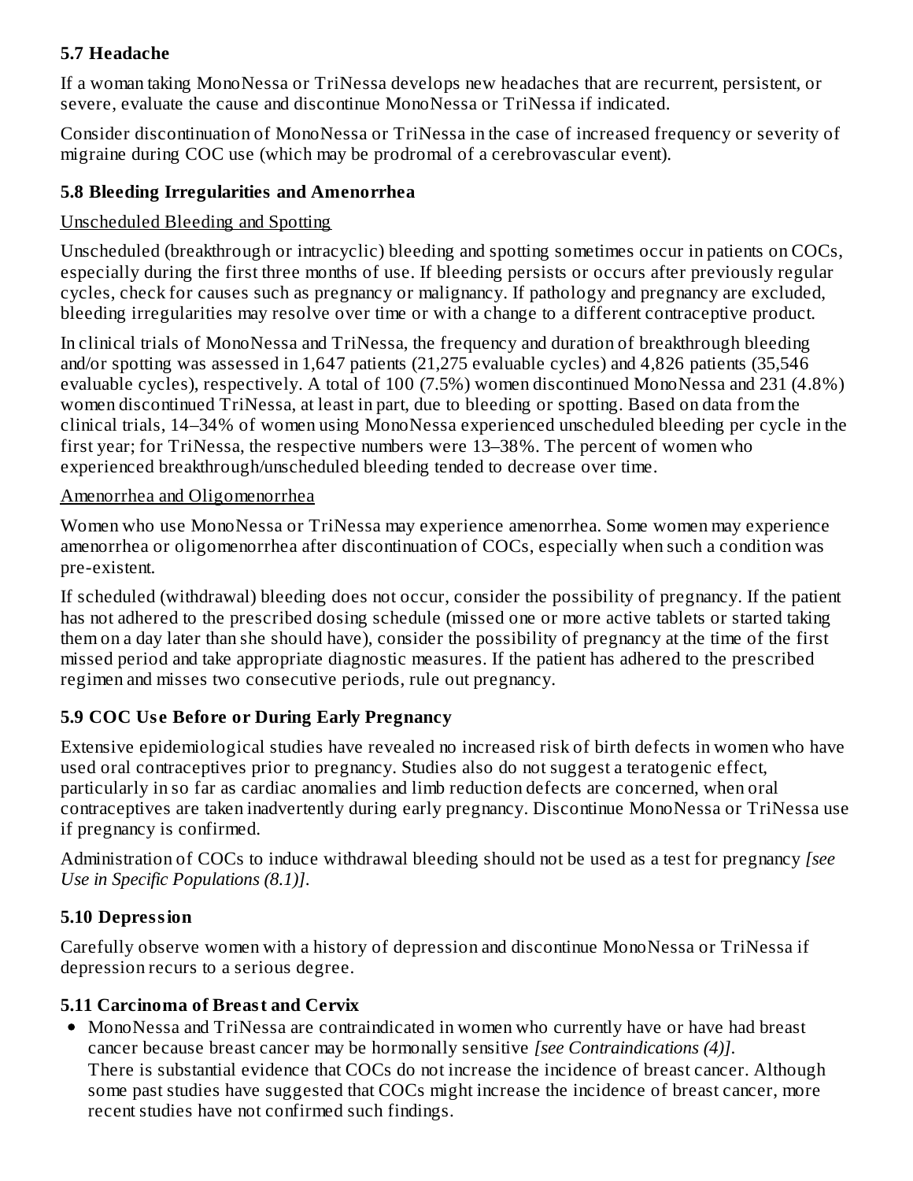### 5.7 Headache

If a woman taking MonoNessa or TriNessa develops new headaches that are recurrent, persistent, or severe, evaluate the cause and discontinue MonoNessa or TriNessa if indicated.

Consider discontinuation of MonoNessa or TriNessa in the case of increased frequency or severity of migraine during COC use (which may be prodromal of a cerebrovascular event).

### 5.8 Bleeding Irregularities and Amenorrhea

Unscheduled Bleeding and Spotting

Unscheduled (breakthrough or intracyclic) bleeding and spotting sometimes occur in patients on COCs, especially during the first three months of use. If bleeding persists or occurs after previously regular cycles, check for causes such as pregnancy or malignancy. If pathology and pregnancy are excluded, bleeding irregularities may resolve over time or with a change to a different contraceptive product.

In clinical trials of MonoNessa and TriNessa, the frequency and duration of breakthrough bleeding and/or spotting was assessed in 1,647 patients (21,275 evaluable cycles) and 4,826 patients (35,546 evaluable cycles), respectively. A total of 100 (7.5%) women discontinued MonoNessa and 231 (4.8%) women discontinued TriNessa, at least in part, due to bleeding or spotting. Based on data from the clinical trials, 14–34% of women using MonoNessa experienced unscheduled bleeding per cycle in the first year; for TriNessa, the respective numbers were 13–38%. The percent of women who experienced breakthrough/unscheduled bleeding tended to decrease over time.

Amenorrhea and Oligomenorrhea

Women who use MonoNessa or TriNessa may experience amenorrhea. Some women may experience amenorrhea or oligomenorrhea after discontinuation of COCs, especially when such a condition was pre-existent.

If scheduled (withdrawal) bleeding does not occur, consider the possibility of pregnancy. If the patient has not adhered to the prescribed dosing schedule (missed one or more active tablets or started taking them on a day later than she should have), consider the possibility of pregnancy at the time of the first missed period and take appropriate diagnostic measures. If the patient has adhered to the prescribed regimen and misses two consecutive periods, rule out pregnancy.

### 5.9 COC Use Before or During Early Pregnancy

Extensive epidemiological studies have revealed no increased risk of birth defects in women who have used oral contraceptives prior to pregnancy. Studies also do not suggest a teratogenic effect, particularly in so far as cardiac anomalies and limb reduction defects are concerned, when oral contraceptives are taken inadvertently during early pregnancy. Discontinue MonoNessa or TriNessa use if pregnancy is confirmed.

Administration of COCs to induce withdrawal bleeding should not be used as a test for pregnancy *[see Use in Specific Populations (8.1)]*.

### 5.10 Depression

Carefully observe women with a history of depression and discontinue MonoNessa or TriNessa if depression recurs to a serious degree.

### 5.11 Carcinoma of Breast and Cervix

- MonoNessa and TriNessa are contraindicated in women who currently have or have had breast cancer because breast cancer may be hormonally sensitive *[see Contraindications (4)]*.
  There is substantial evidence that COCs do not increase the incidence of breast cancer. Although some past studies have suggested that COCs might increase the incidence of breast cancer, more recent studies have not confirmed such findings.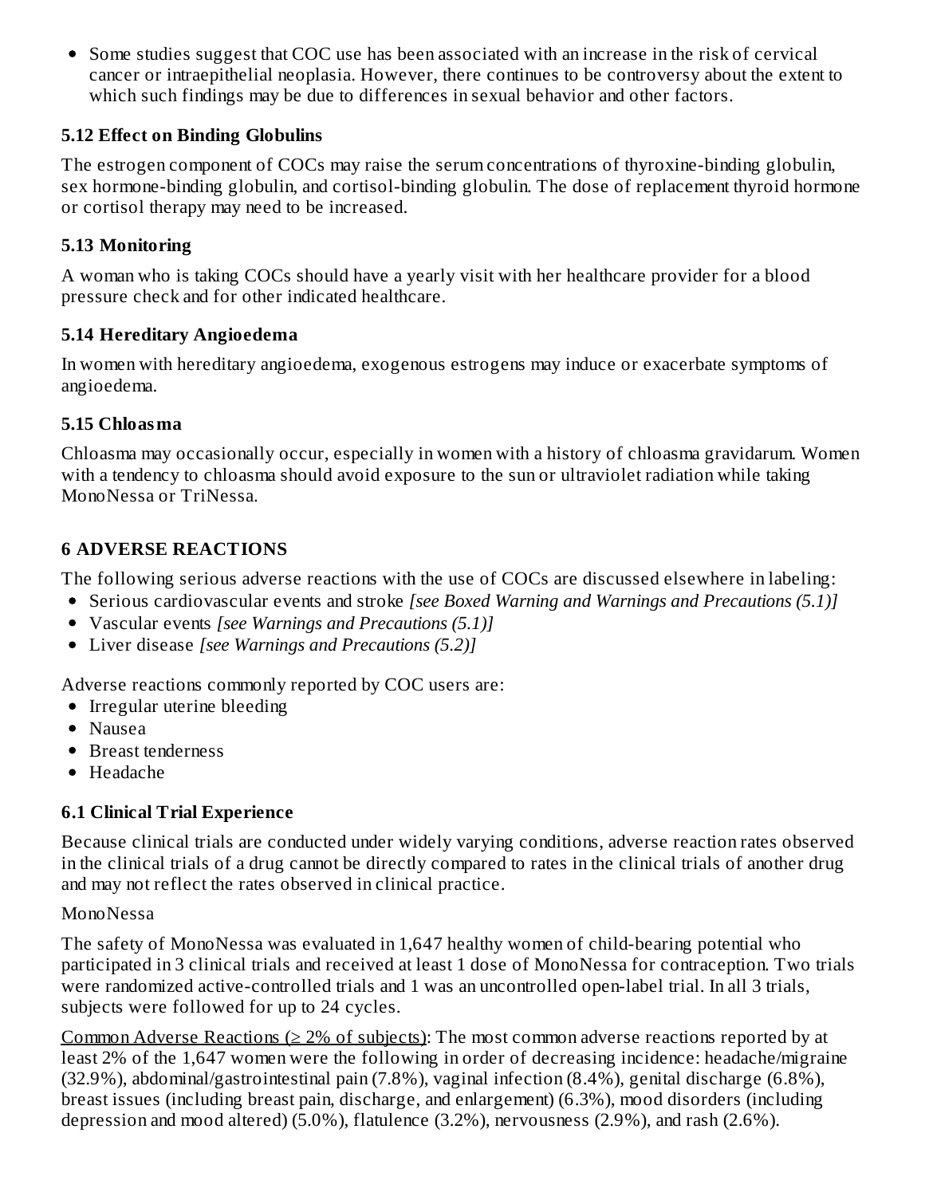- Some studies suggest that COC use has been associated with an increase in the risk of cervical cancer or intraepithelial neoplasia. However, there continues to be controversy about the extent to which such findings may be due to differences in sexual behavior and other factors.

### 5.12 Effect on Binding Globulins

The estrogen component of COCs may raise the serum concentrations of thyroxine-binding globulin, sex hormone-binding globulin, and cortisol-binding globulin. The dose of replacement thyroid hormone or cortisol therapy may need to be increased.

### 5.13 Monitoring

A woman who is taking COCs should have a yearly visit with her healthcare provider for a blood pressure check and for other indicated healthcare.

### 5.14 Hereditary Angioedema

In women with hereditary angioedema, exogenous estrogens may induce or exacerbate symptoms of angioedema.

### 5.15 Chloasma

Chloasma may occasionally occur, especially in women with a history of chloasma gravidarum. Women with a tendency to chloasma should avoid exposure to the sun or ultraviolet radiation while taking MonoNessa or TriNessa.

## 6 ADVERSE REACTIONS

The following serious adverse reactions with the use of COCs are discussed elsewhere in labeling:

- Serious cardiovascular events and stroke *[see Boxed Warning and Warnings and Precautions (5.1)]*
- Vascular events *[see Warnings and Precautions (5.1)]*
- Liver disease *[see Warnings and Precautions (5.2)]*

Adverse reactions commonly reported by COC users are:

- Irregular uterine bleeding
- Nausea
- Breast tenderness
- Headache

### 6.1 Clinical Trial Experience

Because clinical trials are conducted under widely varying conditions, adverse reaction rates observed in the clinical trials of a drug cannot be directly compared to rates in the clinical trials of another drug and may not reflect the rates observed in clinical practice.

MonoNessa

The safety of MonoNessa was evaluated in 1,647 healthy women of child-bearing potential who participated in 3 clinical trials and received at least 1 dose of MonoNessa for contraception. Two trials were randomized active-controlled trials and 1 was an uncontrolled open-label trial. In all 3 trials, subjects were followed for up to 24 cycles.

Common Adverse Reactions (≥ 2% of subjects): The most common adverse reactions reported by at least 2% of the 1,647 women were the following in order of decreasing incidence: headache/migraine (32.9%), abdominal/gastrointestinal pain (7.8%), vaginal infection (8.4%), genital discharge (6.8%), breast issues (including breast pain, discharge, and enlargement) (6.3%), mood disorders (including depression and mood altered) (5.0%), flatulence (3.2%), nervousness (2.9%), and rash (2.6%).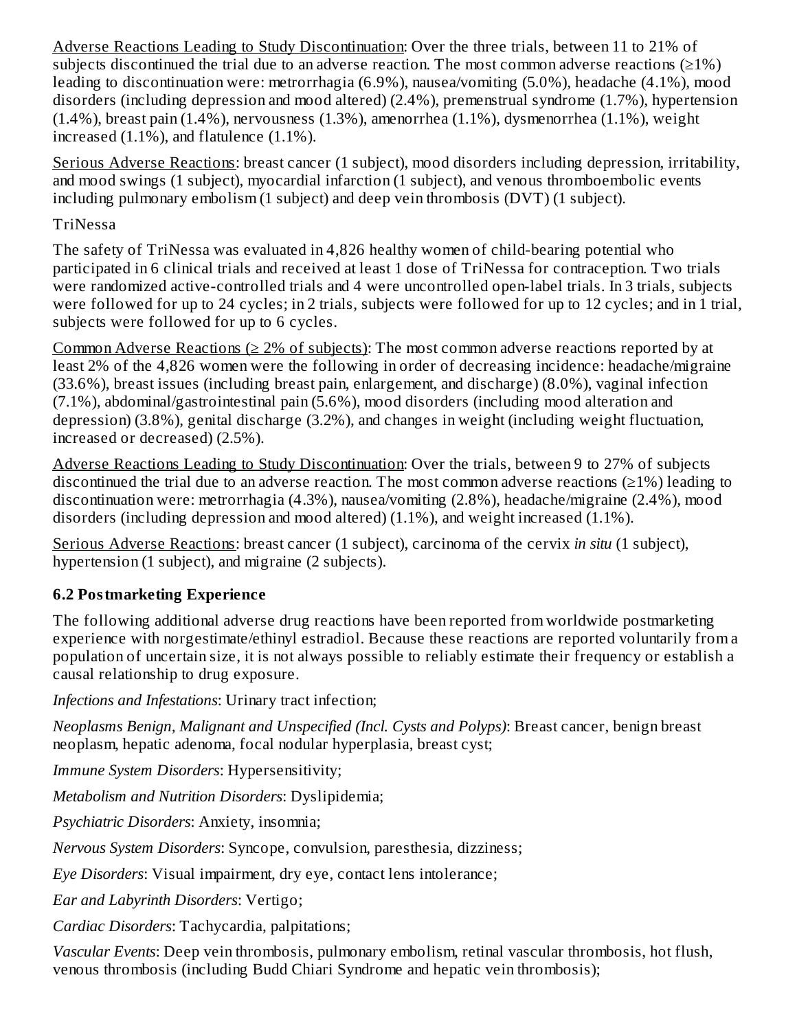<u>Adverse Reactions Leading to Study Discontinuation</u>: Over the three trials, between 11 to 21% of subjects discontinued the trial due to an adverse reaction. The most common adverse reactions (≥1%) leading to discontinuation were: metrorrhagia (6.9%), nausea/vomiting (5.0%), headache (4.1%), mood disorders (including depression and mood altered) (2.4%), premenstrual syndrome (1.7%), hypertension (1.4%), breast pain (1.4%), nervousness (1.3%), amenorrhea (1.1%), dysmenorrhea (1.1%), weight increased (1.1%), and flatulence (1.1%).

<u>Serious Adverse Reactions</u>: breast cancer (1 subject), mood disorders including depression, irritability, and mood swings (1 subject), myocardial infarction (1 subject), and venous thromboembolic events including pulmonary embolism (1 subject) and deep vein thrombosis (DVT) (1 subject).

TriNessa

The safety of TriNessa was evaluated in 4,826 healthy women of child-bearing potential who participated in 6 clinical trials and received at least 1 dose of TriNessa for contraception. Two trials were randomized active-controlled trials and 4 were uncontrolled open-label trials. In 3 trials, subjects were followed for up to 24 cycles; in 2 trials, subjects were followed for up to 12 cycles; and in 1 trial, subjects were followed for up to 6 cycles.

<u>Common Adverse Reactions (≥ 2% of subjects)</u>: The most common adverse reactions reported by at least 2% of the 4,826 women were the following in order of decreasing incidence: headache/migraine (33.6%), breast issues (including breast pain, enlargement, and discharge) (8.0%), vaginal infection (7.1%), abdominal/gastrointestinal pain (5.6%), mood disorders (including mood alteration and depression) (3.8%), genital discharge (3.2%), and changes in weight (including weight fluctuation, increased or decreased) (2.5%).

<u>Adverse Reactions Leading to Study Discontinuation</u>: Over the trials, between 9 to 27% of subjects discontinued the trial due to an adverse reaction. The most common adverse reactions (≥1%) leading to discontinuation were: metrorrhagia (4.3%), nausea/vomiting (2.8%), headache/migraine (2.4%), mood disorders (including depression and mood altered) (1.1%), and weight increased (1.1%).

<u>Serious Adverse Reactions</u>: breast cancer (1 subject), carcinoma of the cervix *in situ* (1 subject), hypertension (1 subject), and migraine (2 subjects).

### 6.2 Postmarketing Experience

The following additional adverse drug reactions have been reported from worldwide postmarketing experience with norgestimate/ethinyl estradiol. Because these reactions are reported voluntarily from a population of uncertain size, it is not always possible to reliably estimate their frequency or establish a causal relationship to drug exposure.

*Infections and Infestations*: Urinary tract infection;

*Neoplasms Benign, Malignant and Unspecified (Incl. Cysts and Polyps)*: Breast cancer, benign breast neoplasm, hepatic adenoma, focal nodular hyperplasia, breast cyst;

*Immune System Disorders*: Hypersensitivity;

*Metabolism and Nutrition Disorders*: Dyslipidemia;

*Psychiatric Disorders*: Anxiety, insomnia;

*Nervous System Disorders*: Syncope, convulsion, paresthesia, dizziness;

*Eye Disorders*: Visual impairment, dry eye, contact lens intolerance;

*Ear and Labyrinth Disorders*: Vertigo;

*Cardiac Disorders*: Tachycardia, palpitations;

*Vascular Events*: Deep vein thrombosis, pulmonary embolism, retinal vascular thrombosis, hot flush, venous thrombosis (including Budd Chiari Syndrome and hepatic vein thrombosis);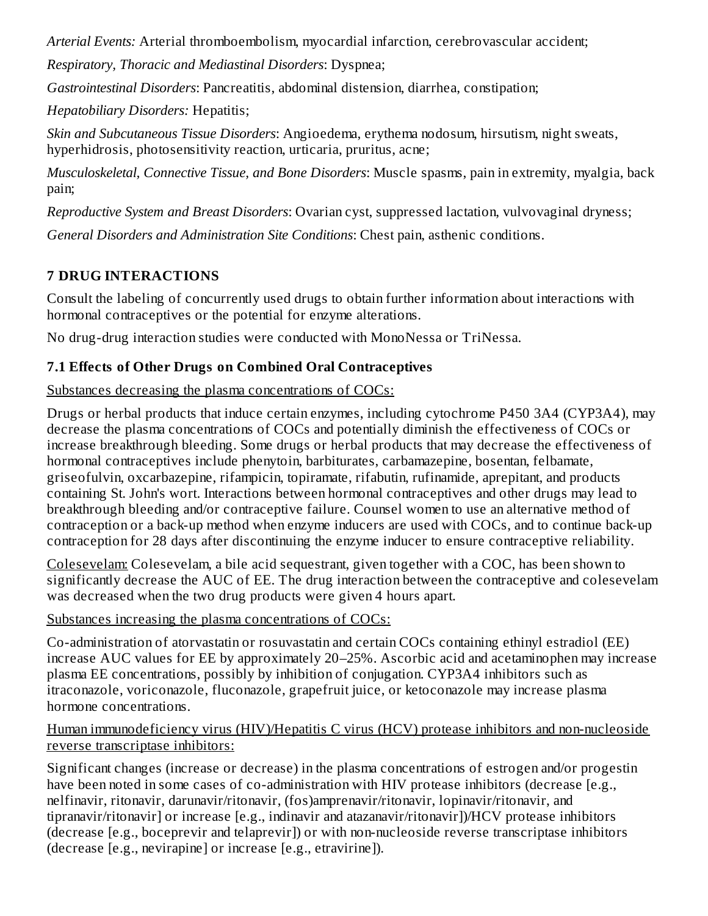*Arterial Events:* Arterial thromboembolism, myocardial infarction, cerebrovascular accident;

*Respiratory, Thoracic and Mediastinal Disorders*: Dyspnea;

*Gastrointestinal Disorders*: Pancreatitis, abdominal distension, diarrhea, constipation;

*Hepatobiliary Disorders:* Hepatitis;

*Skin and Subcutaneous Tissue Disorders*: Angioedema, erythema nodosum, hirsutism, night sweats, hyperhidrosis, photosensitivity reaction, urticaria, pruritus, acne;

*Musculoskeletal, Connective Tissue, and Bone Disorders*: Muscle spasms, pain in extremity, myalgia, back pain;

*Reproductive System and Breast Disorders*: Ovarian cyst, suppressed lactation, vulvovaginal dryness;

*General Disorders and Administration Site Conditions*: Chest pain, asthenic conditions.

## 7 DRUG INTERACTIONS

Consult the labeling of concurrently used drugs to obtain further information about interactions with hormonal contraceptives or the potential for enzyme alterations.

No drug-drug interaction studies were conducted with MonoNessa or TriNessa.

### 7.1 Effects of Other Drugs on Combined Oral Contraceptives

Substances decreasing the plasma concentrations of COCs:

Drugs or herbal products that induce certain enzymes, including cytochrome P450 3A4 (CYP3A4), may decrease the plasma concentrations of COCs and potentially diminish the effectiveness of COCs or increase breakthrough bleeding. Some drugs or herbal products that may decrease the effectiveness of hormonal contraceptives include phenytoin, barbiturates, carbamazepine, bosentan, felbamate, griseofulvin, oxcarbazepine, rifampicin, topiramate, rifabutin, rufinamide, aprepitant, and products containing St. John's wort. Interactions between hormonal contraceptives and other drugs may lead to breakthrough bleeding and/or contraceptive failure. Counsel women to use an alternative method of contraception or a back-up method when enzyme inducers are used with COCs, and to continue back-up contraception for 28 days after discontinuing the enzyme inducer to ensure contraceptive reliability.

Colesevelam: Colesevelam, a bile acid sequestrant, given together with a COC, has been shown to significantly decrease the AUC of EE. The drug interaction between the contraceptive and colesevelam was decreased when the two drug products were given 4 hours apart.

Substances increasing the plasma concentrations of COCs:

Co-administration of atorvastatin or rosuvastatin and certain COCs containing ethinyl estradiol (EE) increase AUC values for EE by approximately 20–25%. Ascorbic acid and acetaminophen may increase plasma EE concentrations, possibly by inhibition of conjugation. CYP3A4 inhibitors such as itraconazole, voriconazole, fluconazole, grapefruit juice, or ketoconazole may increase plasma hormone concentrations.

Human immunodeficiency virus (HIV)/Hepatitis C virus (HCV) protease inhibitors and non-nucleoside reverse transcriptase inhibitors:

Significant changes (increase or decrease) in the plasma concentrations of estrogen and/or progestin have been noted in some cases of co-administration with HIV protease inhibitors (decrease [e.g., nelfinavir, ritonavir, darunavir/ritonavir, (fos)amprenavir/ritonavir, lopinavir/ritonavir, and tipranavir/ritonavir] or increase [e.g., indinavir and atazanavir/ritonavir])/HCV protease inhibitors (decrease [e.g., boceprevir and telaprevir]) or with non-nucleoside reverse transcriptase inhibitors (decrease [e.g., nevirapine] or increase [e.g., etravirine]).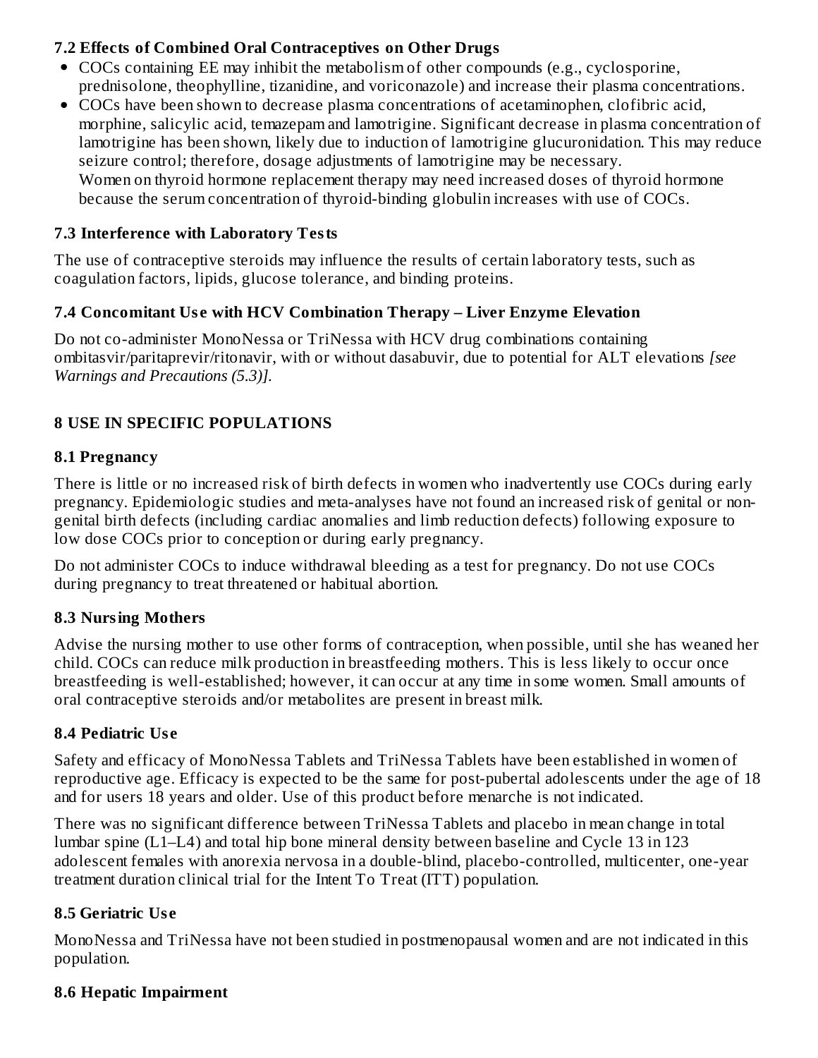### 7.2 Effects of Combined Oral Contraceptives on Other Drugs

- COCs containing EE may inhibit the metabolism of other compounds (e.g., cyclosporine, prednisolone, theophylline, tizanidine, and voriconazole) and increase their plasma concentrations.
- COCs have been shown to decrease plasma concentrations of acetaminophen, clofibric acid, morphine, salicylic acid, temazepam and lamotrigine. Significant decrease in plasma concentration of lamotrigine has been shown, likely due to induction of lamotrigine glucuronidation. This may reduce seizure control; therefore, dosage adjustments of lamotrigine may be necessary.
  Women on thyroid hormone replacement therapy may need increased doses of thyroid hormone because the serum concentration of thyroid-binding globulin increases with use of COCs.

### 7.3 Interference with Laboratory Tests

The use of contraceptive steroids may influence the results of certain laboratory tests, such as coagulation factors, lipids, glucose tolerance, and binding proteins.

### 7.4 Concomitant Use with HCV Combination Therapy – Liver Enzyme Elevation

Do not co-administer MonoNessa or TriNessa with HCV drug combinations containing ombitasvir/paritaprevir/ritonavir, with or without dasabuvir, due to potential for ALT elevations *[see Warnings and Precautions (5.3)]*.

## 8 USE IN SPECIFIC POPULATIONS

### 8.1 Pregnancy

There is little or no increased risk of birth defects in women who inadvertently use COCs during early pregnancy. Epidemiologic studies and meta-analyses have not found an increased risk of genital or non-genital birth defects (including cardiac anomalies and limb reduction defects) following exposure to low dose COCs prior to conception or during early pregnancy.

Do not administer COCs to induce withdrawal bleeding as a test for pregnancy. Do not use COCs during pregnancy to treat threatened or habitual abortion.

### 8.3 Nursing Mothers

Advise the nursing mother to use other forms of contraception, when possible, until she has weaned her child. COCs can reduce milk production in breastfeeding mothers. This is less likely to occur once breastfeeding is well-established; however, it can occur at any time in some women. Small amounts of oral contraceptive steroids and/or metabolites are present in breast milk.

### 8.4 Pediatric Use

Safety and efficacy of MonoNessa Tablets and TriNessa Tablets have been established in women of reproductive age. Efficacy is expected to be the same for post-pubertal adolescents under the age of 18 and for users 18 years and older. Use of this product before menarche is not indicated.

There was no significant difference between TriNessa Tablets and placebo in mean change in total lumbar spine (L1–L4) and total hip bone mineral density between baseline and Cycle 13 in 123 adolescent females with anorexia nervosa in a double-blind, placebo-controlled, multicenter, one-year treatment duration clinical trial for the Intent To Treat (ITT) population.

### 8.5 Geriatric Use

MonoNessa and TriNessa have not been studied in postmenopausal women and are not indicated in this population.

### 8.6 Hepatic Impairment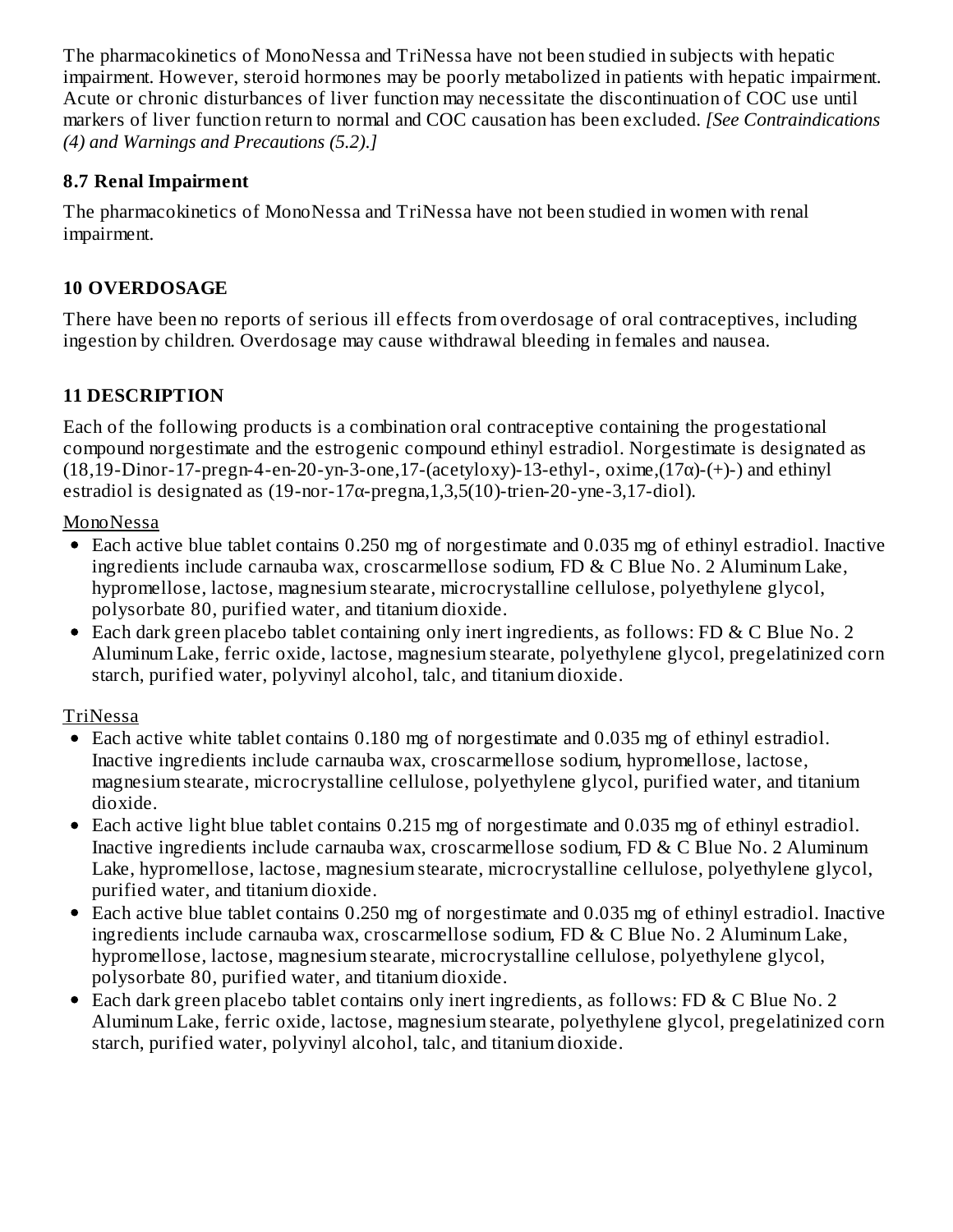The pharmacokinetics of MonoNessa and TriNessa have not been studied in subjects with hepatic impairment. However, steroid hormones may be poorly metabolized in patients with hepatic impairment. Acute or chronic disturbances of liver function may necessitate the discontinuation of COC use until markers of liver function return to normal and COC causation has been excluded. *[See Contraindications (4) and Warnings and Precautions (5.2).]*

### 8.7 Renal Impairment

The pharmacokinetics of MonoNessa and TriNessa have not been studied in women with renal impairment.

## 10 OVERDOSAGE

There have been no reports of serious ill effects from overdosage of oral contraceptives, including ingestion by children. Overdosage may cause withdrawal bleeding in females and nausea.

## 11 DESCRIPTION

Each of the following products is a combination oral contraceptive containing the progestational compound norgestimate and the estrogenic compound ethinyl estradiol. Norgestimate is designated as (18,19-Dinor-17-pregn-4-en-20-yn-3-one,17-(acetyloxy)-13-ethyl-, oxime,(17α)-(+)-) and ethinyl estradiol is designated as (19-nor-17α-pregna,1,3,5(10)-trien-20-yne-3,17-diol).

<u>MonoNessa</u>

- Each active blue tablet contains 0.250 mg of norgestimate and 0.035 mg of ethinyl estradiol. Inactive ingredients include carnauba wax, croscarmellose sodium, FD & C Blue No. 2 Aluminum Lake, hypromellose, lactose, magnesium stearate, microcrystalline cellulose, polyethylene glycol, polysorbate 80, purified water, and titanium dioxide.
- Each dark green placebo tablet containing only inert ingredients, as follows: FD & C Blue No. 2 Aluminum Lake, ferric oxide, lactose, magnesium stearate, polyethylene glycol, pregelatinized corn starch, purified water, polyvinyl alcohol, talc, and titanium dioxide.

<u>TriNessa</u>

- Each active white tablet contains 0.180 mg of norgestimate and 0.035 mg of ethinyl estradiol. Inactive ingredients include carnauba wax, croscarmellose sodium, hypromellose, lactose, magnesium stearate, microcrystalline cellulose, polyethylene glycol, purified water, and titanium dioxide.
- Each active light blue tablet contains 0.215 mg of norgestimate and 0.035 mg of ethinyl estradiol. Inactive ingredients include carnauba wax, croscarmellose sodium, FD & C Blue No. 2 Aluminum Lake, hypromellose, lactose, magnesium stearate, microcrystalline cellulose, polyethylene glycol, purified water, and titanium dioxide.
- Each active blue tablet contains 0.250 mg of norgestimate and 0.035 mg of ethinyl estradiol. Inactive ingredients include carnauba wax, croscarmellose sodium, FD & C Blue No. 2 Aluminum Lake, hypromellose, lactose, magnesium stearate, microcrystalline cellulose, polyethylene glycol, polysorbate 80, purified water, and titanium dioxide.
- Each dark green placebo tablet contains only inert ingredients, as follows: FD & C Blue No. 2 Aluminum Lake, ferric oxide, lactose, magnesium stearate, polyethylene glycol, pregelatinized corn starch, purified water, polyvinyl alcohol, talc, and titanium dioxide.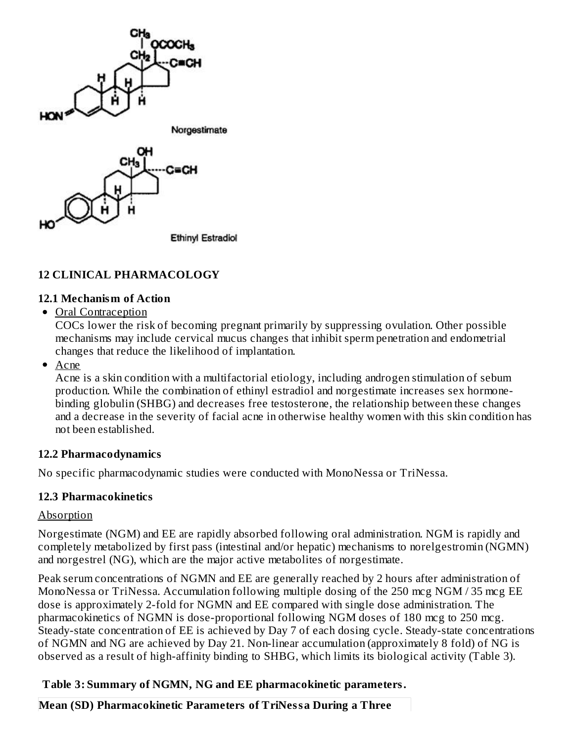Norgestimate

Ethinyl Estradiol

## 12 CLINICAL PHARMACOLOGY

### 12.1 Mechanism of Action

- Oral Contraception

  COCs lower the risk of becoming pregnant primarily by suppressing ovulation. Other possible mechanisms may include cervical mucus changes that inhibit sperm penetration and endometrial changes that reduce the likelihood of implantation.

- Acne

  Acne is a skin condition with a multifactorial etiology, including androgen stimulation of sebum production. While the combination of ethinyl estradiol and norgestimate increases sex hormone-binding globulin (SHBG) and decreases free testosterone, the relationship between these changes and a decrease in the severity of facial acne in otherwise healthy women with this skin condition has not been established.

### 12.2 Pharmacodynamics

No specific pharmacodynamic studies were conducted with MonoNessa or TriNessa.

### 12.3 Pharmacokinetics

Absorption

Norgestimate (NGM) and EE are rapidly absorbed following oral administration. NGM is rapidly and completely metabolized by first pass (intestinal and/or hepatic) mechanisms to norelgestromin (NGMN) and norgestrel (NG), which are the major active metabolites of norgestimate.

Peak serum concentrations of NGMN and EE are generally reached by 2 hours after administration of MonoNessa or TriNessa. Accumulation following multiple dosing of the 250 mcg NGM / 35 mcg EE dose is approximately 2-fold for NGMN and EE compared with single dose administration. The pharmacokinetics of NGMN is dose-proportional following NGM doses of 180 mcg to 250 mcg. Steady-state concentration of EE is achieved by Day 7 of each dosing cycle. Steady-state concentrations of NGMN and NG are achieved by Day 21. Non-linear accumulation (approximately 8 fold) of NG is observed as a result of high-affinity binding to SHBG, which limits its biological activity (Table 3).

**Table 3: Summary of NGMN, NG and EE pharmacokinetic parameters.**

| Mean (SD) Pharmacokinetic Parameters of TriNessa During a Three |
|---|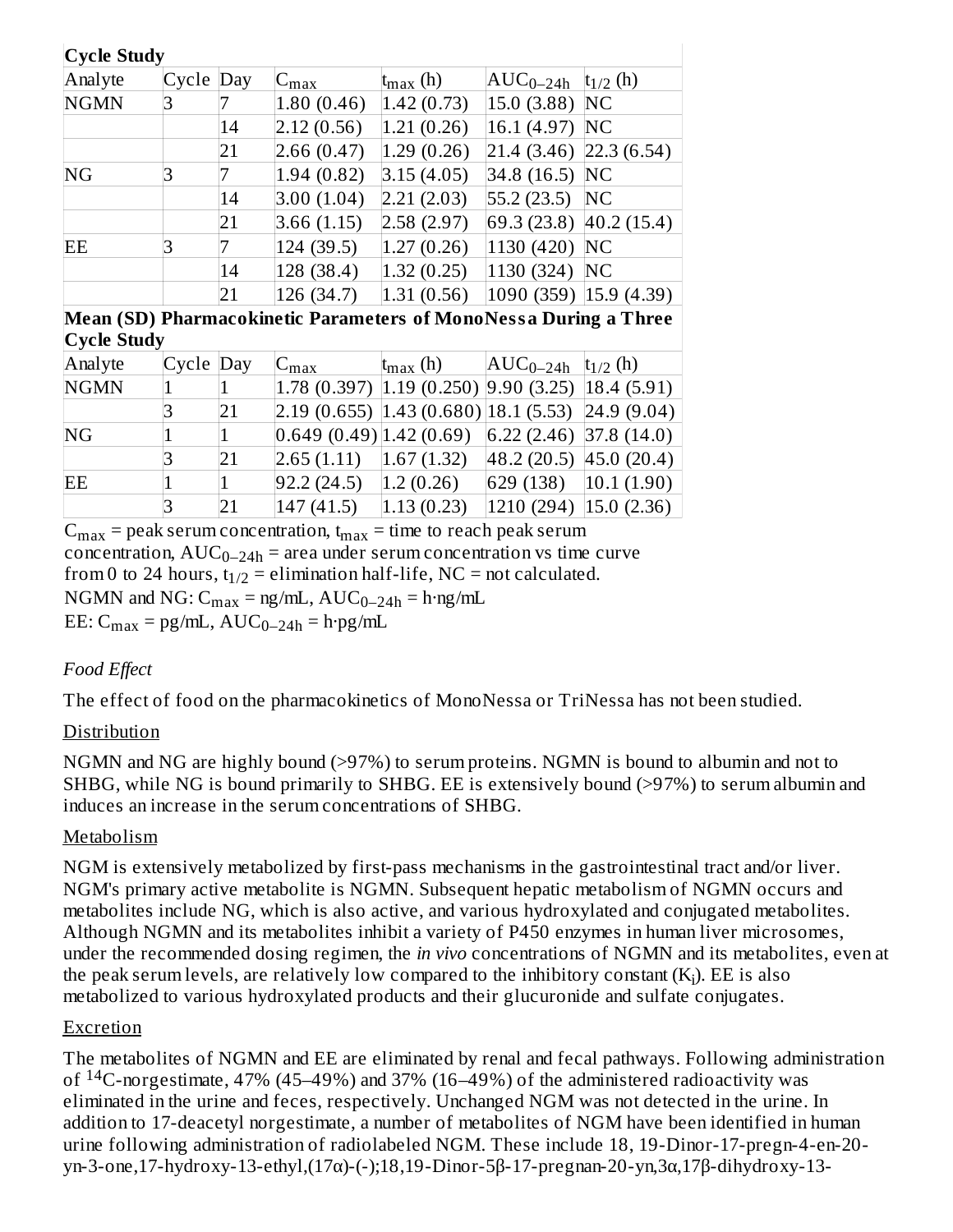| **Cycle Study** | | | | | | |
|---|---|---|---|---|---|---|
| Analyte | Cycle | Day | $C_{max}$ | $t_{max}$ (h) | $AUC_{0–24h}$ | $t_{1/2}$ (h) |
| NGMN | 3 | 7 | 1.80 (0.46) | 1.42 (0.73) | 15.0 (3.88) | NC |
| | | 14 | 2.12 (0.56) | 1.21 (0.26) | 16.1 (4.97) | NC |
| | | 21 | 2.66 (0.47) | 1.29 (0.26) | 21.4 (3.46) | 22.3 (6.54) |
| NG | 3 | 7 | 1.94 (0.82) | 3.15 (4.05) | 34.8 (16.5) | NC |
| | | 14 | 3.00 (1.04) | 2.21 (2.03) | 55.2 (23.5) | NC |
| | | 21 | 3.66 (1.15) | 2.58 (2.97) | 69.3 (23.8) | 40.2 (15.4) |
| EE | 3 | 7 | 124 (39.5) | 1.27 (0.26) | 1130 (420) | NC |
| | | 14 | 128 (38.4) | 1.32 (0.25) | 1130 (324) | NC |
| | | 21 | 126 (34.7) | 1.31 (0.56) | 1090 (359) | 15.9 (4.39) |

**Mean (SD) Pharmacokinetic Parameters of MonoNessa During a Three Cycle Study**

| Analyte | Cycle | Day | $C_{max}$ | $t_{max}$ (h) | $AUC_{0–24h}$ | $t_{1/2}$ (h) |
|---|---|---|---|---|---|---|
| NGMN | 1 | 1 | 1.78 (0.397) | 1.19 (0.250) | 9.90 (3.25) | 18.4 (5.91) |
| | 3 | 21 | 2.19 (0.655) | 1.43 (0.680) | 18.1 (5.53) | 24.9 (9.04) |
| NG | 1 | 1 | 0.649 (0.49) | 1.42 (0.69) | 6.22 (2.46) | 37.8 (14.0) |
| | 3 | 21 | 2.65 (1.11) | 1.67 (1.32) | 48.2 (20.5) | 45.0 (20.4) |
| EE | 1 | 1 | 92.2 (24.5) | 1.2 (0.26) | 629 (138) | 10.1 (1.90) |
| | 3 | 21 | 147 (41.5) | 1.13 (0.23) | 1210 (294) | 15.0 (2.36) |

$C_{max}$ = peak serum concentration, $t_{max}$ = time to reach peak serum concentration, $AUC_{0–24h}$ = area under serum concentration vs time curve from 0 to 24 hours, $t_{1/2}$ = elimination half-life, NC = not calculated.
NGMN and NG: $C_{max}$ = ng/mL, $AUC_{0–24h}$ = h·ng/mL
EE: $C_{max}$ = pg/mL, $AUC_{0–24h}$ = h·pg/mL

*Food Effect*

The effect of food on the pharmacokinetics of MonoNessa or TriNessa has not been studied.

Distribution

NGMN and NG are highly bound (>97%) to serum proteins. NGMN is bound to albumin and not to SHBG, while NG is bound primarily to SHBG. EE is extensively bound (>97%) to serum albumin and induces an increase in the serum concentrations of SHBG.

Metabolism

NGM is extensively metabolized by first-pass mechanisms in the gastrointestinal tract and/or liver. NGM's primary active metabolite is NGMN. Subsequent hepatic metabolism of NGMN occurs and metabolites include NG, which is also active, and various hydroxylated and conjugated metabolites. Although NGMN and its metabolites inhibit a variety of P450 enzymes in human liver microsomes, under the recommended dosing regimen, the *in vivo* concentrations of NGMN and its metabolites, even at the peak serum levels, are relatively low compared to the inhibitory constant ($K_i$). EE is also metabolized to various hydroxylated products and their glucuronide and sulfate conjugates.

Excretion

The metabolites of NGMN and EE are eliminated by renal and fecal pathways. Following administration of $^{14}$C-norgestimate, 47% (45–49%) and 37% (16–49%) of the administered radioactivity was eliminated in the urine and feces, respectively. Unchanged NGM was not detected in the urine. In addition to 17-deacetyl norgestimate, a number of metabolites of NGM have been identified in human urine following administration of radiolabeled NGM. These include 18, 19-Dinor-17-pregn-4-en-20-yn-3-one,17-hydroxy-13-ethyl,(17α)-(-);18,19-Dinor-5β-17-pregnan-20-yn,3α,17β-dihydroxy-13-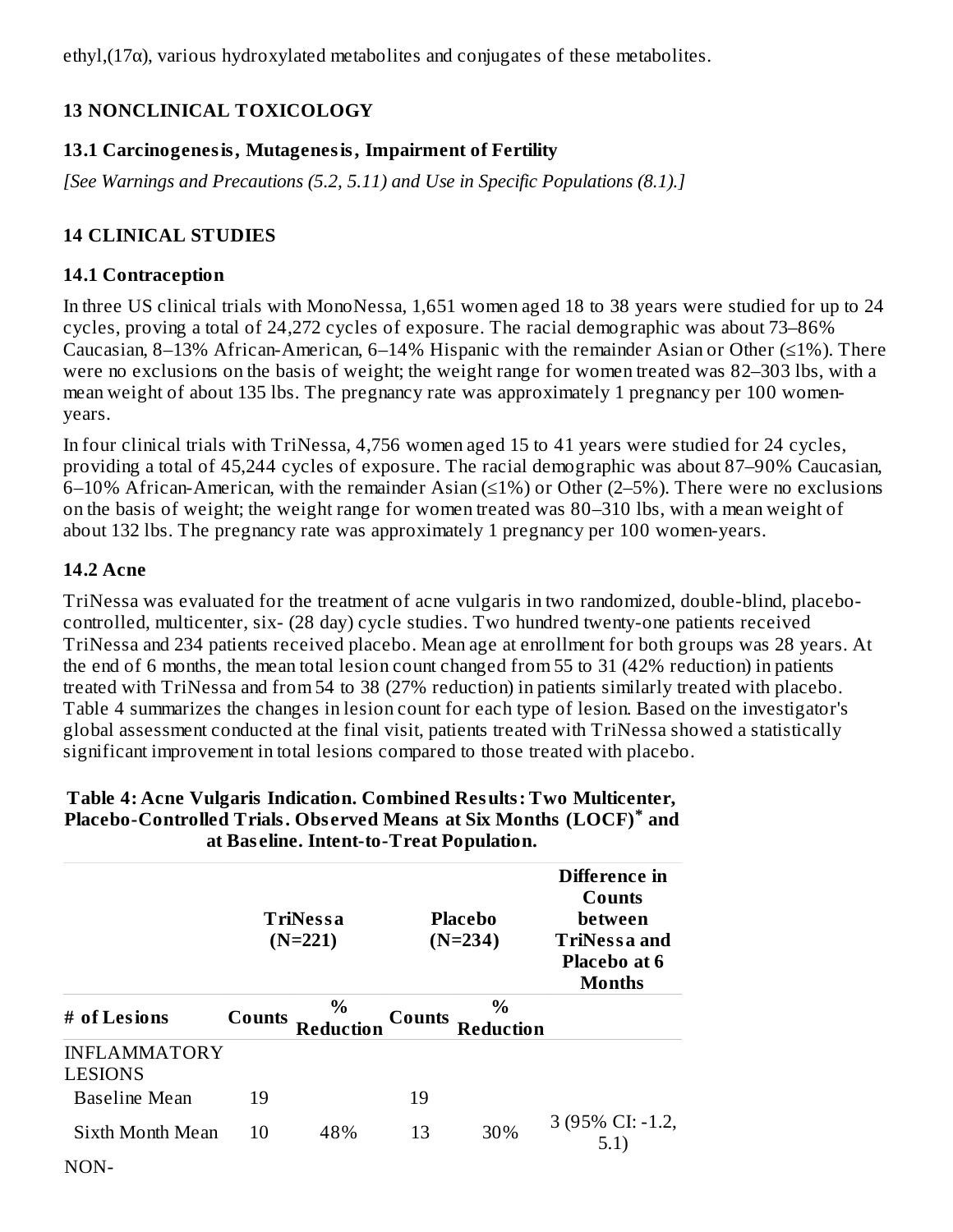ethyl,(17α), various hydroxylated metabolites and conjugates of these metabolites.

## 13 NONCLINICAL TOXICOLOGY

### 13.1 Carcinogenesis, Mutagenesis, Impairment of Fertility

*[See Warnings and Precautions (5.2, 5.11) and Use in Specific Populations (8.1).]*

## 14 CLINICAL STUDIES

### 14.1 Contraception

In three US clinical trials with MonoNessa, 1,651 women aged 18 to 38 years were studied for up to 24 cycles, proving a total of 24,272 cycles of exposure. The racial demographic was about 73–86% Caucasian, 8–13% African-American, 6–14% Hispanic with the remainder Asian or Other (≤1%). There were no exclusions on the basis of weight; the weight range for women treated was 82–303 lbs, with a mean weight of about 135 lbs. The pregnancy rate was approximately 1 pregnancy per 100 women-years.

In four clinical trials with TriNessa, 4,756 women aged 15 to 41 years were studied for 24 cycles, providing a total of 45,244 cycles of exposure. The racial demographic was about 87–90% Caucasian, 6–10% African-American, with the remainder Asian (≤1%) or Other (2–5%). There were no exclusions on the basis of weight; the weight range for women treated was 80–310 lbs, with a mean weight of about 132 lbs. The pregnancy rate was approximately 1 pregnancy per 100 women-years.

### 14.2 Acne

TriNessa was evaluated for the treatment of acne vulgaris in two randomized, double-blind, placebo-controlled, multicenter, six- (28 day) cycle studies. Two hundred twenty-one patients received TriNessa and 234 patients received placebo. Mean age at enrollment for both groups was 28 years. At the end of 6 months, the mean total lesion count changed from 55 to 31 (42% reduction) in patients treated with TriNessa and from 54 to 38 (27% reduction) in patients similarly treated with placebo. Table 4 summarizes the changes in lesion count for each type of lesion. Based on the investigator's global assessment conducted at the final visit, patients treated with TriNessa showed a statistically significant improvement in total lesions compared to those treated with placebo.

**Table 4: Acne Vulgaris Indication. Combined Results: Two Multicenter, Placebo-Controlled Trials. Observed Means at Six Months (LOCF)* and at Baseline. Intent-to-Treat Population.**

| | TriNessa (N=221) | | Placebo (N=234) | | Difference in Counts between TriNessa and Placebo at 6 Months |
|---|---|---|---|---|---|
| **# of Lesions** | **Counts** | **% Reduction** | **Counts** | **% Reduction** | |
| INFLAMMATORY LESIONS | | | | | |
| Baseline Mean | 19 | | 19 | | |
| Sixth Month Mean | 10 | 48% | 13 | 30% | 3 (95% CI: -1.2, 5.1) |
| NON- | | | | | |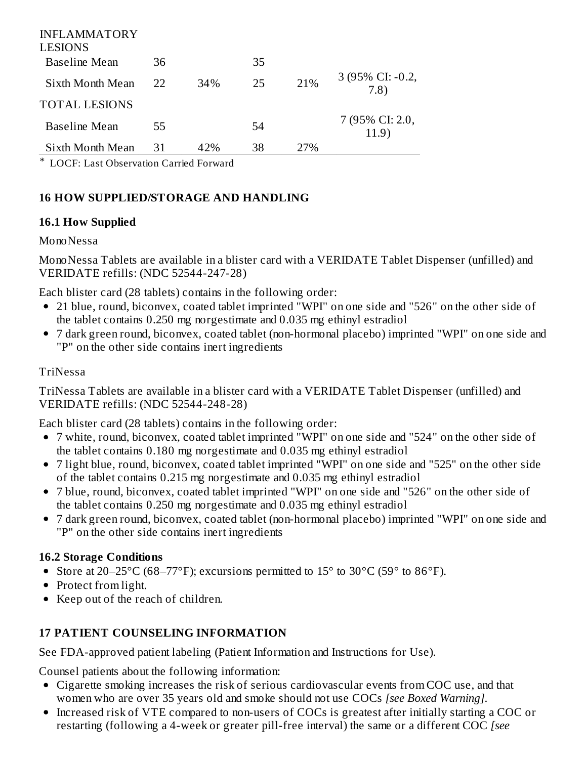| | | | | | |
|---|---|---|---|---|---|
| INFLAMMATORY LESIONS | | | | | |
| Baseline Mean | 36 | | 35 | | |
| Sixth Month Mean | 22 | 34% | 25 | 21% | 3 (95% CI: -0.2, 7.8) |
| TOTAL LESIONS | | | | | |
| Baseline Mean | 55 | | 54 | | 7 (95% CI: 2.0, 11.9) |
| Sixth Month Mean | 31 | 42% | 38 | 27% | |

* LOCF: Last Observation Carried Forward

## 16 HOW SUPPLIED/STORAGE AND HANDLING

### 16.1 How Supplied

MonoNessa

MonoNessa Tablets are available in a blister card with a VERIDATE Tablet Dispenser (unfilled) and VERIDATE refills: (NDC 52544-247-28)

Each blister card (28 tablets) contains in the following order:

- 21 blue, round, biconvex, coated tablet imprinted "WPI" on one side and "526" on the other side of the tablet contains 0.250 mg norgestimate and 0.035 mg ethinyl estradiol
- 7 dark green round, biconvex, coated tablet (non-hormonal placebo) imprinted "WPI" on one side and "P" on the other side contains inert ingredients

TriNessa

TriNessa Tablets are available in a blister card with a VERIDATE Tablet Dispenser (unfilled) and VERIDATE refills: (NDC 52544-248-28)

Each blister card (28 tablets) contains in the following order:

- 7 white, round, biconvex, coated tablet imprinted "WPI" on one side and "524" on the other side of the tablet contains 0.180 mg norgestimate and 0.035 mg ethinyl estradiol
- 7 light blue, round, biconvex, coated tablet imprinted "WPI" on one side and "525" on the other side of the tablet contains 0.215 mg norgestimate and 0.035 mg ethinyl estradiol
- 7 blue, round, biconvex, coated tablet imprinted "WPI" on one side and "526" on the other side of the tablet contains 0.250 mg norgestimate and 0.035 mg ethinyl estradiol
- 7 dark green round, biconvex, coated tablet (non-hormonal placebo) imprinted "WPI" on one side and "P" on the other side contains inert ingredients

### 16.2 Storage Conditions

- Store at 20–25°C (68–77°F); excursions permitted to 15° to 30°C (59° to 86°F).
- Protect from light.
- Keep out of the reach of children.

## 17 PATIENT COUNSELING INFORMATION

See FDA-approved patient labeling (Patient Information and Instructions for Use).

Counsel patients about the following information:

- Cigarette smoking increases the risk of serious cardiovascular events from COC use, and that women who are over 35 years old and smoke should not use COCs *[see Boxed Warning]*.
- Increased risk of VTE compared to non-users of COCs is greatest after initially starting a COC or restarting (following a 4-week or greater pill-free interval) the same or a different COC *[see*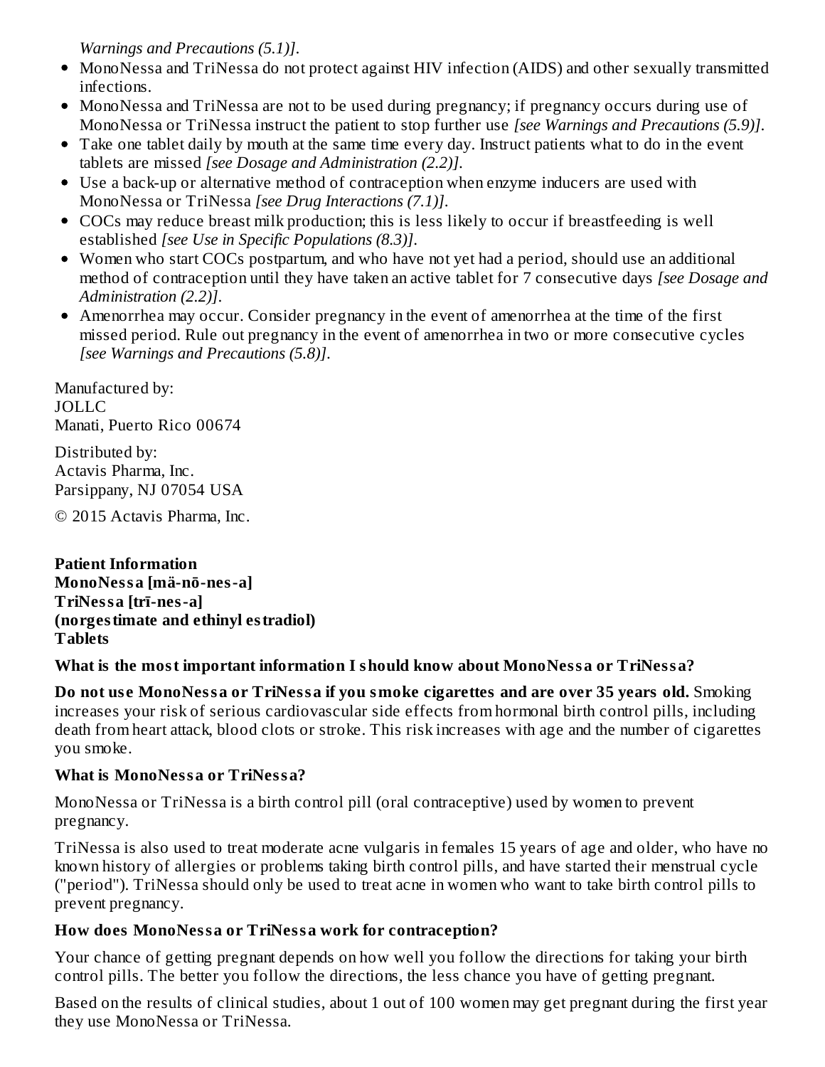*Warnings and Precautions (5.1)]*.

- MonoNessa and TriNessa do not protect against HIV infection (AIDS) and other sexually transmitted infections.
- MonoNessa and TriNessa are not to be used during pregnancy; if pregnancy occurs during use of MonoNessa or TriNessa instruct the patient to stop further use *[see Warnings and Precautions (5.9)]*.
- Take one tablet daily by mouth at the same time every day. Instruct patients what to do in the event tablets are missed *[see Dosage and Administration (2.2)]*.
- Use a back-up or alternative method of contraception when enzyme inducers are used with MonoNessa or TriNessa *[see Drug Interactions (7.1)]*.
- COCs may reduce breast milk production; this is less likely to occur if breastfeeding is well established *[see Use in Specific Populations (8.3)]*.
- Women who start COCs postpartum, and who have not yet had a period, should use an additional method of contraception until they have taken an active tablet for 7 consecutive days *[see Dosage and Administration (2.2)]*.
- Amenorrhea may occur. Consider pregnancy in the event of amenorrhea at the time of the first missed period. Rule out pregnancy in the event of amenorrhea in two or more consecutive cycles *[see Warnings and Precautions (5.8)]*.

Manufactured by:
JOLLC
Manati, Puerto Rico 00674

Distributed by:
Actavis Pharma, Inc.
Parsippany, NJ 07054 USA

© 2015 Actavis Pharma, Inc.

**Patient Information**
**MonoNessa [mä-nō-nes-a]**
**TriNessa [trī-nes-a]**
**(norgestimate and ethinyl estradiol)**
**Tablets**

**What is the most important information I should know about MonoNessa or TriNessa?**

**Do not use MonoNessa or TriNessa if you smoke cigarettes and are over 35 years old.** Smoking increases your risk of serious cardiovascular side effects from hormonal birth control pills, including death from heart attack, blood clots or stroke. This risk increases with age and the number of cigarettes you smoke.

**What is MonoNessa or TriNessa?**

MonoNessa or TriNessa is a birth control pill (oral contraceptive) used by women to prevent pregnancy.

TriNessa is also used to treat moderate acne vulgaris in females 15 years of age and older, who have no known history of allergies or problems taking birth control pills, and have started their menstrual cycle ("period"). TriNessa should only be used to treat acne in women who want to take birth control pills to prevent pregnancy.

**How does MonoNessa or TriNessa work for contraception?**

Your chance of getting pregnant depends on how well you follow the directions for taking your birth control pills. The better you follow the directions, the less chance you have of getting pregnant.

Based on the results of clinical studies, about 1 out of 100 women may get pregnant during the first year they use MonoNessa or TriNessa.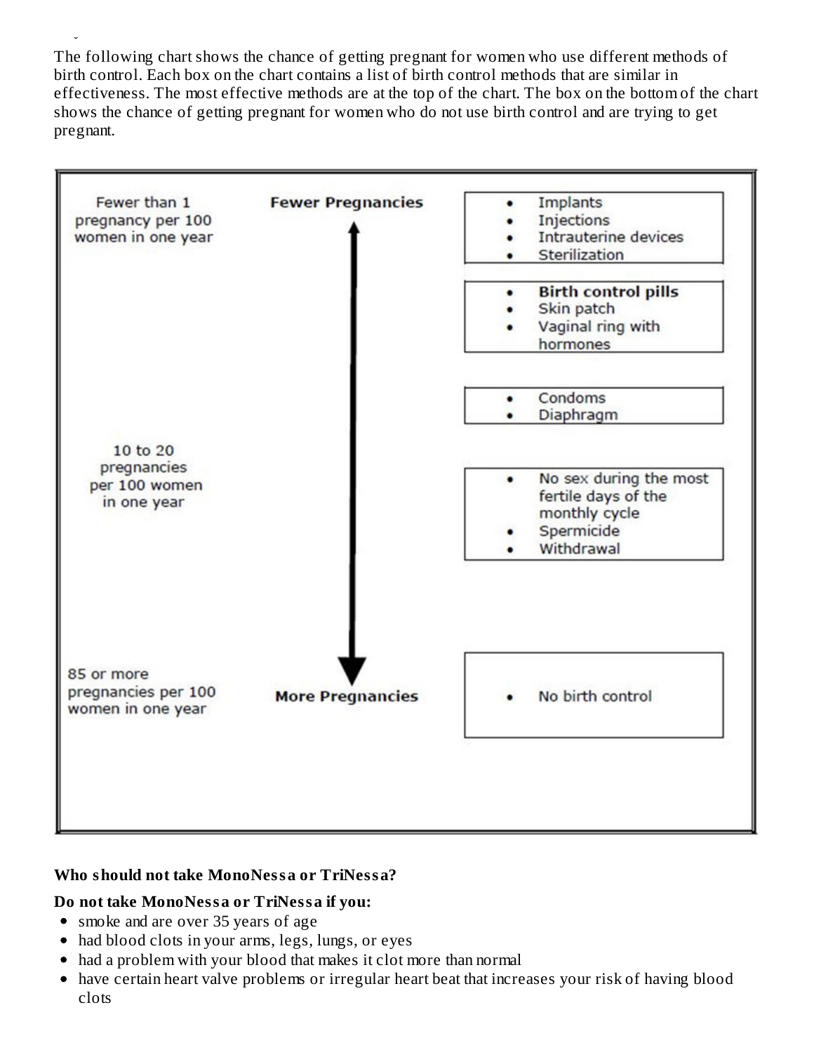The following chart shows the chance of getting pregnant for women who use different methods of birth control. Each box on the chart contains a list of birth control methods that are similar in effectiveness. The most effective methods are at the top of the chart. The box on the bottom of the chart shows the chance of getting pregnant for women who do not use birth control and are trying to get pregnant.

| Chance of pregnancy | | Birth control methods |
| --- | --- | --- |
| Fewer than 1 pregnancy per 100 women in one year | **Fewer Pregnancies** | • Implants<br>• Injections<br>• Intrauterine devices<br>• Sterilization |
| | | • **Birth control pills**<br>• Skin patch<br>• Vaginal ring with hormones |
| | | • Condoms<br>• Diaphragm |
| 10 to 20 pregnancies per 100 women in one year | | • No sex during the most fertile days of the monthly cycle<br>• Spermicide<br>• Withdrawal |
| 85 or more pregnancies per 100 women in one year | **More Pregnancies** | • No birth control |

**Who should not take MonoNessa or TriNessa?**

**Do not take MonoNessa or TriNessa if you:**

- smoke and are over 35 years of age
- had blood clots in your arms, legs, lungs, or eyes
- had a problem with your blood that makes it clot more than normal
- have certain heart valve problems or irregular heart beat that increases your risk of having blood clots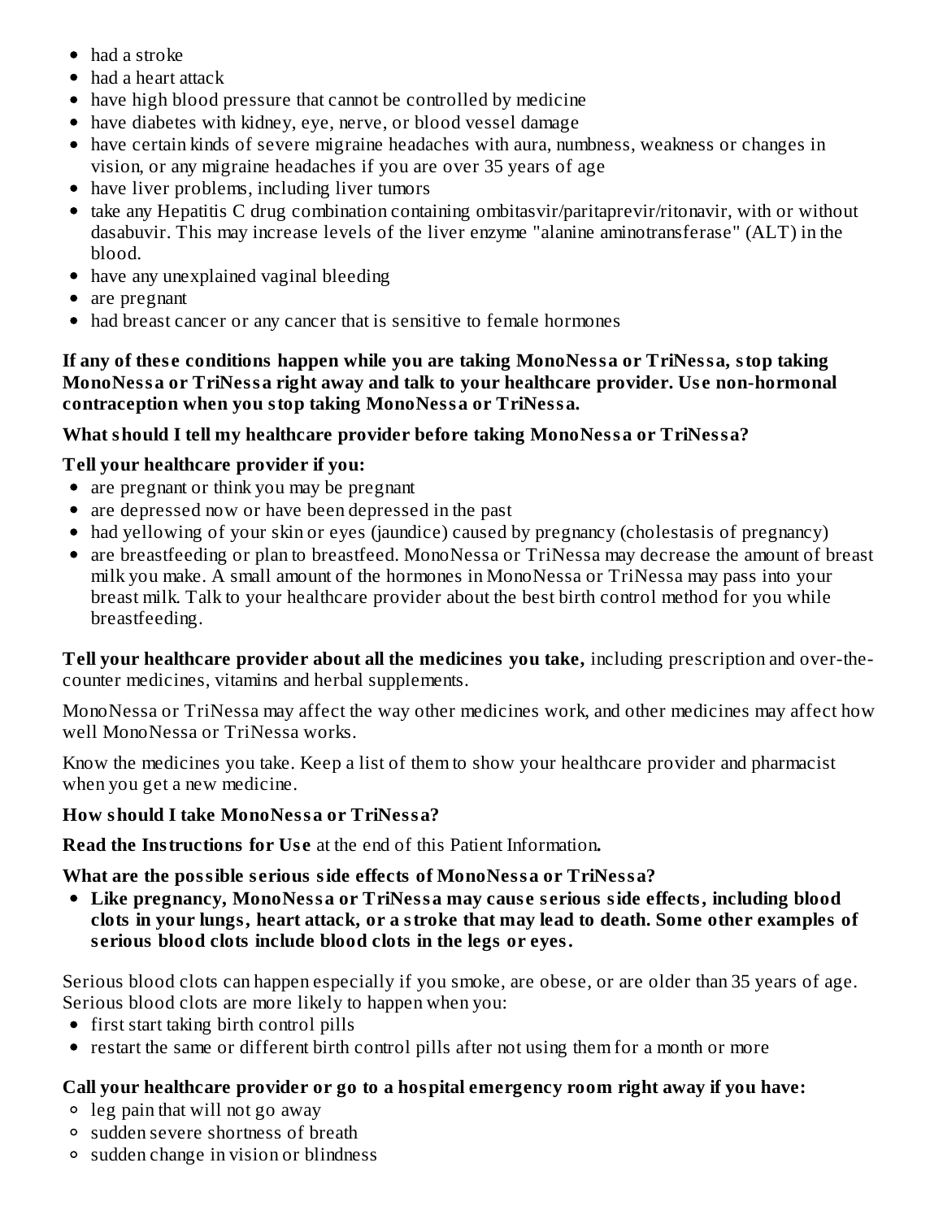- had a stroke
- had a heart attack
- have high blood pressure that cannot be controlled by medicine
- have diabetes with kidney, eye, nerve, or blood vessel damage
- have certain kinds of severe migraine headaches with aura, numbness, weakness or changes in vision, or any migraine headaches if you are over 35 years of age
- have liver problems, including liver tumors
- take any Hepatitis C drug combination containing ombitasvir/paritaprevir/ritonavir, with or without dasabuvir. This may increase levels of the liver enzyme "alanine aminotransferase" (ALT) in the blood.
- have any unexplained vaginal bleeding
- are pregnant
- had breast cancer or any cancer that is sensitive to female hormones

**If any of these conditions happen while you are taking MonoNessa or TriNessa, stop taking MonoNessa or TriNessa right away and talk to your healthcare provider. Use non-hormonal contraception when you stop taking MonoNessa or TriNessa.**

**What should I tell my healthcare provider before taking MonoNessa or TriNessa?**

**Tell your healthcare provider if you:**

- are pregnant or think you may be pregnant
- are depressed now or have been depressed in the past
- had yellowing of your skin or eyes (jaundice) caused by pregnancy (cholestasis of pregnancy)
- are breastfeeding or plan to breastfeed. MonoNessa or TriNessa may decrease the amount of breast milk you make. A small amount of the hormones in MonoNessa or TriNessa may pass into your breast milk. Talk to your healthcare provider about the best birth control method for you while breastfeeding.

**Tell your healthcare provider about all the medicines you take,** including prescription and over-the-counter medicines, vitamins and herbal supplements.

MonoNessa or TriNessa may affect the way other medicines work, and other medicines may affect how well MonoNessa or TriNessa works.

Know the medicines you take. Keep a list of them to show your healthcare provider and pharmacist when you get a new medicine.

**How should I take MonoNessa or TriNessa?**

**Read the Instructions for Use** at the end of this Patient Information**.**

**What are the possible serious side effects of MonoNessa or TriNessa?**

- **Like pregnancy, MonoNessa or TriNessa may cause serious side effects, including blood clots in your lungs, heart attack, or a stroke that may lead to death. Some other examples of serious blood clots include blood clots in the legs or eyes.**

Serious blood clots can happen especially if you smoke, are obese, or are older than 35 years of age. Serious blood clots are more likely to happen when you:

- first start taking birth control pills
- restart the same or different birth control pills after not using them for a month or more

**Call your healthcare provider or go to a hospital emergency room right away if you have:**

- leg pain that will not go away
- sudden severe shortness of breath
- sudden change in vision or blindness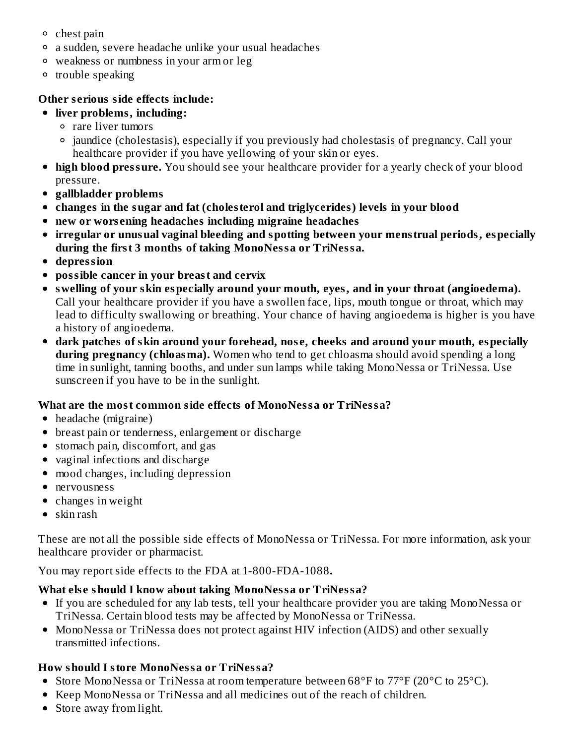- chest pain
- a sudden, severe headache unlike your usual headaches
- weakness or numbness in your arm or leg
- trouble speaking

**Other serious side effects include:**

- **liver problems, including:**
  - rare liver tumors
  - jaundice (cholestasis), especially if you previously had cholestasis of pregnancy. Call your healthcare provider if you have yellowing of your skin or eyes.
- **high blood pressure.** You should see your healthcare provider for a yearly check of your blood pressure.
- **gallbladder problems**
- **changes in the sugar and fat (cholesterol and triglycerides) levels in your blood**
- **new or worsening headaches including migraine headaches**
- **irregular or unusual vaginal bleeding and spotting between your menstrual periods, especially during the first 3 months of taking MonoNessa or TriNessa.**
- **depression**
- **possible cancer in your breast and cervix**
- **swelling of your skin especially around your mouth, eyes, and in your throat (angioedema).** Call your healthcare provider if you have a swollen face, lips, mouth tongue or throat, which may lead to difficulty swallowing or breathing. Your chance of having angioedema is higher is you have a history of angioedema.
- **dark patches of skin around your forehead, nose, cheeks and around your mouth, especially during pregnancy (chloasma).** Women who tend to get chloasma should avoid spending a long time in sunlight, tanning booths, and under sun lamps while taking MonoNessa or TriNessa. Use sunscreen if you have to be in the sunlight.

**What are the most common side effects of MonoNessa or TriNessa?**

- headache (migraine)
- breast pain or tenderness, enlargement or discharge
- stomach pain, discomfort, and gas
- vaginal infections and discharge
- mood changes, including depression
- nervousness
- changes in weight
- skin rash

These are not all the possible side effects of MonoNessa or TriNessa. For more information, ask your healthcare provider or pharmacist.

You may report side effects to the FDA at 1-800-FDA-1088**.**

**What else should I know about taking MonoNessa or TriNessa?**

- If you are scheduled for any lab tests, tell your healthcare provider you are taking MonoNessa or TriNessa. Certain blood tests may be affected by MonoNessa or TriNessa.
- MonoNessa or TriNessa does not protect against HIV infection (AIDS) and other sexually transmitted infections.

**How should I store MonoNessa or TriNessa?**

- Store MonoNessa or TriNessa at room temperature between 68°F to 77°F (20°C to 25°C).
- Keep MonoNessa or TriNessa and all medicines out of the reach of children.
- Store away from light.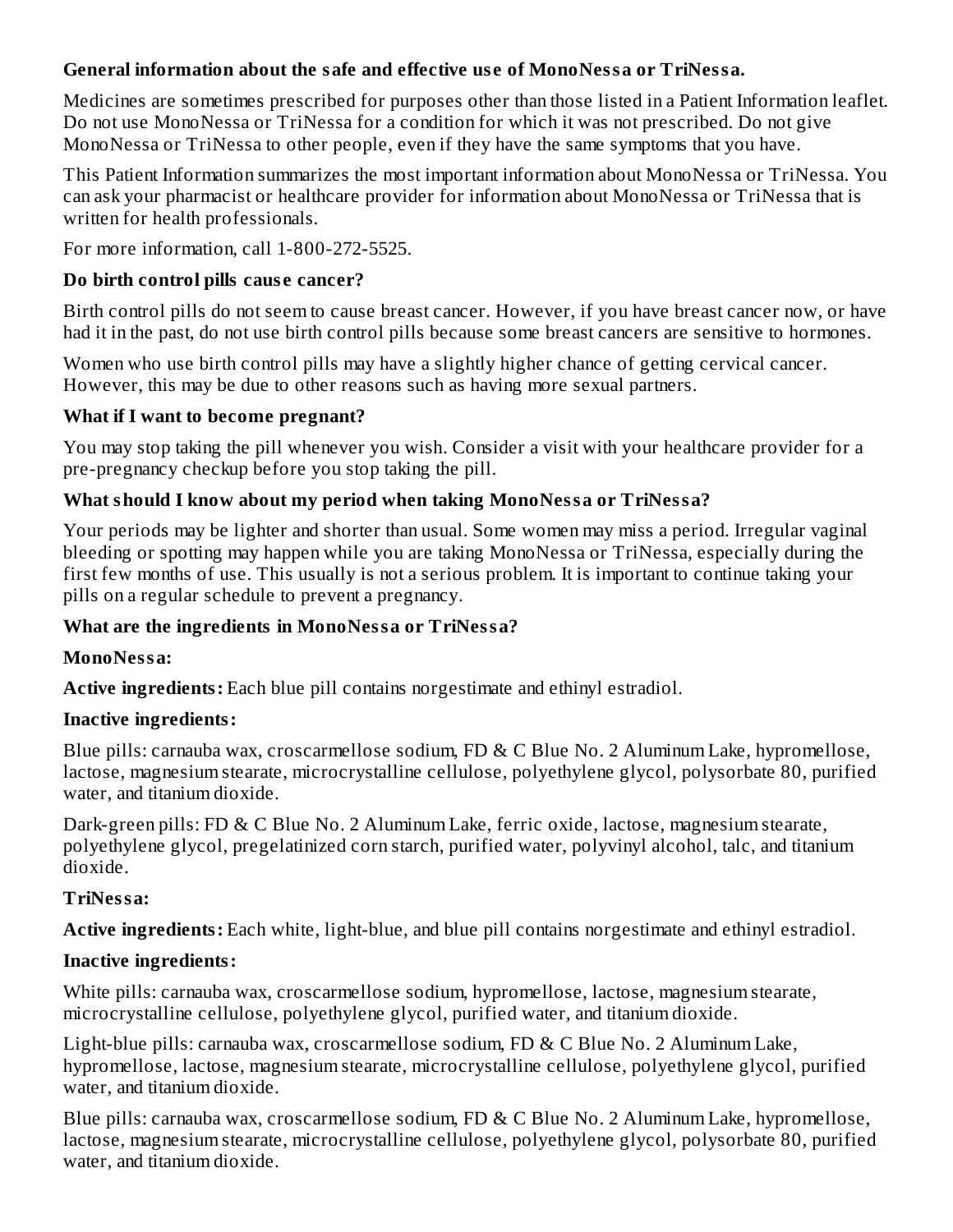**General information about the safe and effective use of MonoNessa or TriNessa.**

Medicines are sometimes prescribed for purposes other than those listed in a Patient Information leaflet. Do not use MonoNessa or TriNessa for a condition for which it was not prescribed. Do not give MonoNessa or TriNessa to other people, even if they have the same symptoms that you have.

This Patient Information summarizes the most important information about MonoNessa or TriNessa. You can ask your pharmacist or healthcare provider for information about MonoNessa or TriNessa that is written for health professionals.

For more information, call 1-800-272-5525.

**Do birth control pills cause cancer?**

Birth control pills do not seem to cause breast cancer. However, if you have breast cancer now, or have had it in the past, do not use birth control pills because some breast cancers are sensitive to hormones.

Women who use birth control pills may have a slightly higher chance of getting cervical cancer. However, this may be due to other reasons such as having more sexual partners.

**What if I want to become pregnant?**

You may stop taking the pill whenever you wish. Consider a visit with your healthcare provider for a pre-pregnancy checkup before you stop taking the pill.

**What should I know about my period when taking MonoNessa or TriNessa?**

Your periods may be lighter and shorter than usual. Some women may miss a period. Irregular vaginal bleeding or spotting may happen while you are taking MonoNessa or TriNessa, especially during the first few months of use. This usually is not a serious problem. It is important to continue taking your pills on a regular schedule to prevent a pregnancy.

**What are the ingredients in MonoNessa or TriNessa?**

**MonoNessa:**

**Active ingredients:** Each blue pill contains norgestimate and ethinyl estradiol.

**Inactive ingredients:**

Blue pills: carnauba wax, croscarmellose sodium, FD & C Blue No. 2 Aluminum Lake, hypromellose, lactose, magnesium stearate, microcrystalline cellulose, polyethylene glycol, polysorbate 80, purified water, and titanium dioxide.

Dark-green pills: FD & C Blue No. 2 Aluminum Lake, ferric oxide, lactose, magnesium stearate, polyethylene glycol, pregelatinized corn starch, purified water, polyvinyl alcohol, talc, and titanium dioxide.

**TriNessa:**

**Active ingredients:** Each white, light-blue, and blue pill contains norgestimate and ethinyl estradiol.

**Inactive ingredients:**

White pills: carnauba wax, croscarmellose sodium, hypromellose, lactose, magnesium stearate, microcrystalline cellulose, polyethylene glycol, purified water, and titanium dioxide.

Light-blue pills: carnauba wax, croscarmellose sodium, FD & C Blue No. 2 Aluminum Lake, hypromellose, lactose, magnesium stearate, microcrystalline cellulose, polyethylene glycol, purified water, and titanium dioxide.

Blue pills: carnauba wax, croscarmellose sodium, FD & C Blue No. 2 Aluminum Lake, hypromellose, lactose, magnesium stearate, microcrystalline cellulose, polyethylene glycol, polysorbate 80, purified water, and titanium dioxide.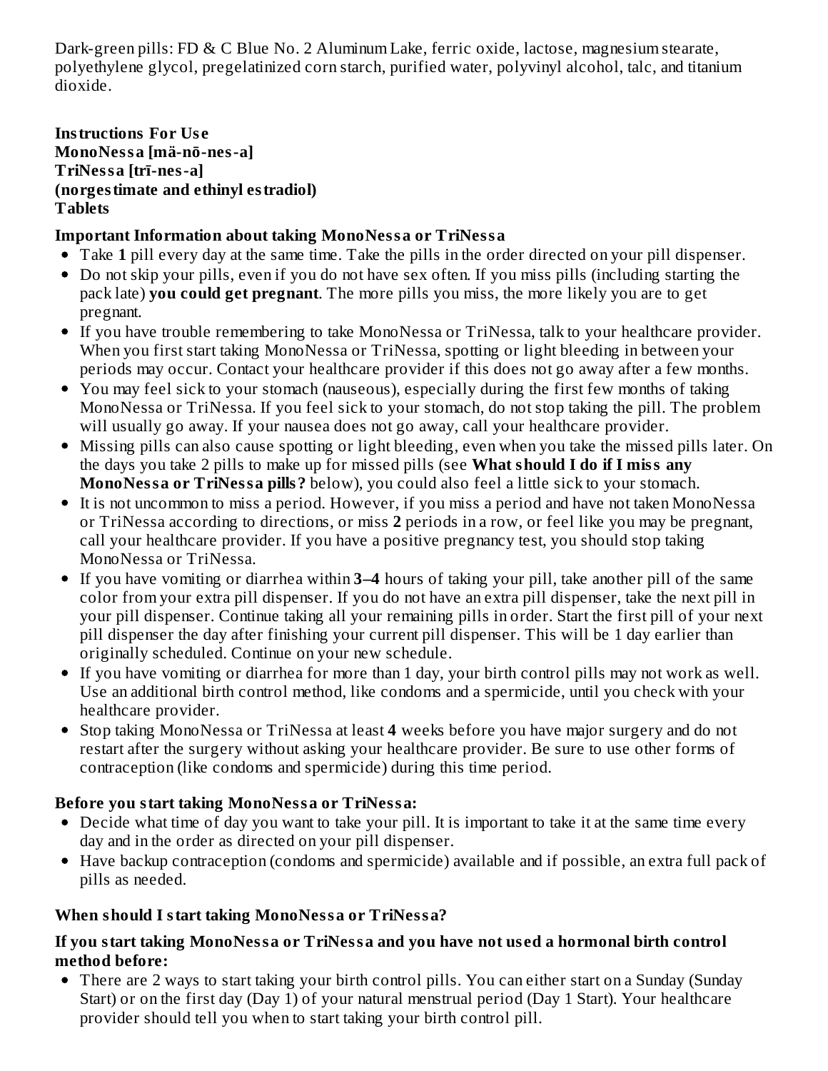Dark-green pills: FD & C Blue No. 2 Aluminum Lake, ferric oxide, lactose, magnesium stearate, polyethylene glycol, pregelatinized corn starch, purified water, polyvinyl alcohol, talc, and titanium dioxide.

**Instructions For Use**
**MonoNessa [mä-nō-nes-a]**
**TriNessa [trī-nes-a]**
**(norgestimate and ethinyl estradiol)**
**Tablets**

### Important Information about taking MonoNessa or TriNessa

- Take **1** pill every day at the same time. Take the pills in the order directed on your pill dispenser.
- Do not skip your pills, even if you do not have sex often. If you miss pills (including starting the pack late) **you could get pregnant**. The more pills you miss, the more likely you are to get pregnant.
- If you have trouble remembering to take MonoNessa or TriNessa, talk to your healthcare provider. When you first start taking MonoNessa or TriNessa, spotting or light bleeding in between your periods may occur. Contact your healthcare provider if this does not go away after a few months.
- You may feel sick to your stomach (nauseous), especially during the first few months of taking MonoNessa or TriNessa. If you feel sick to your stomach, do not stop taking the pill. The problem will usually go away. If your nausea does not go away, call your healthcare provider.
- Missing pills can also cause spotting or light bleeding, even when you take the missed pills later. On the days you take 2 pills to make up for missed pills (see **What should I do if I miss any MonoNessa or TriNessa pills?** below), you could also feel a little sick to your stomach.
- It is not uncommon to miss a period. However, if you miss a period and have not taken MonoNessa or TriNessa according to directions, or miss **2** periods in a row, or feel like you may be pregnant, call your healthcare provider. If you have a positive pregnancy test, you should stop taking MonoNessa or TriNessa.
- If you have vomiting or diarrhea within **3–4** hours of taking your pill, take another pill of the same color from your extra pill dispenser. If you do not have an extra pill dispenser, take the next pill in your pill dispenser. Continue taking all your remaining pills in order. Start the first pill of your next pill dispenser the day after finishing your current pill dispenser. This will be 1 day earlier than originally scheduled. Continue on your new schedule.
- If you have vomiting or diarrhea for more than 1 day, your birth control pills may not work as well. Use an additional birth control method, like condoms and a spermicide, until you check with your healthcare provider.
- Stop taking MonoNessa or TriNessa at least **4** weeks before you have major surgery and do not restart after the surgery without asking your healthcare provider. Be sure to use other forms of contraception (like condoms and spermicide) during this time period.

### Before you start taking MonoNessa or TriNessa:

- Decide what time of day you want to take your pill. It is important to take it at the same time every day and in the order as directed on your pill dispenser.
- Have backup contraception (condoms and spermicide) available and if possible, an extra full pack of pills as needed.

### When should I start taking MonoNessa or TriNessa?

**If you start taking MonoNessa or TriNessa and you have not used a hormonal birth control method before:**

- There are 2 ways to start taking your birth control pills. You can either start on a Sunday (Sunday Start) or on the first day (Day 1) of your natural menstrual period (Day 1 Start). Your healthcare provider should tell you when to start taking your birth control pill.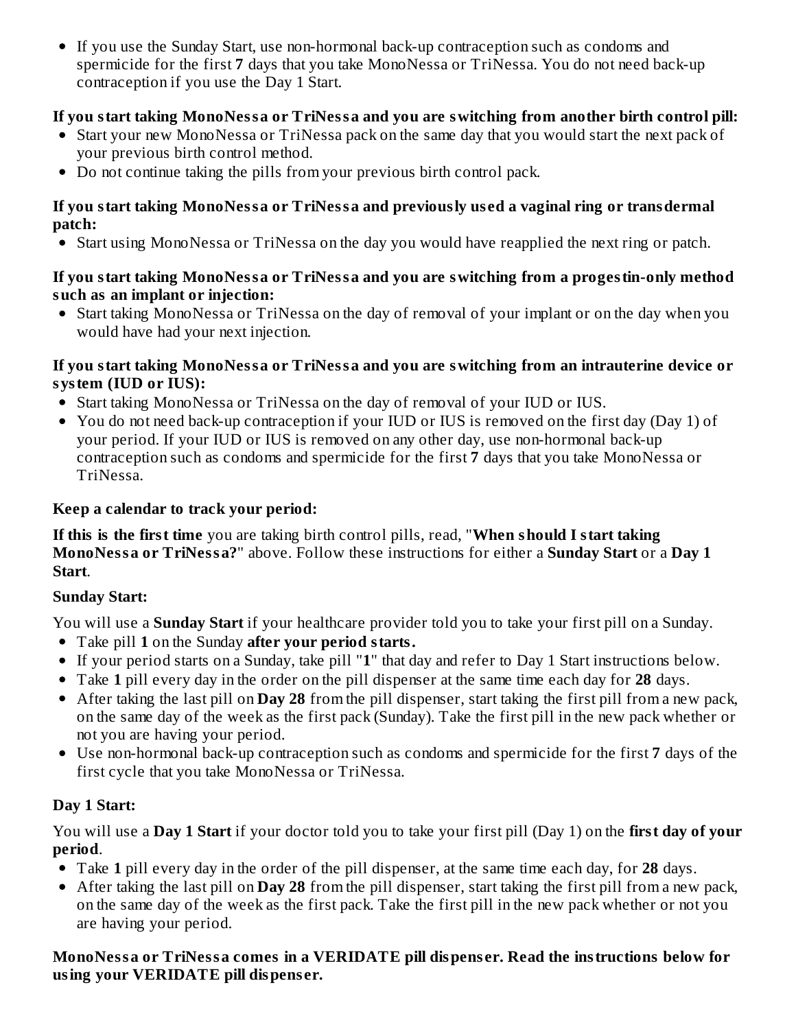- If you use the Sunday Start, use non-hormonal back-up contraception such as condoms and spermicide for the first **7** days that you take MonoNessa or TriNessa. You do not need back-up contraception if you use the Day 1 Start.

**If you start taking MonoNessa or TriNessa and you are switching from another birth control pill:**

- Start your new MonoNessa or TriNessa pack on the same day that you would start the next pack of your previous birth control method.
- Do not continue taking the pills from your previous birth control pack.

**If you start taking MonoNessa or TriNessa and previously used a vaginal ring or transdermal patch:**

- Start using MonoNessa or TriNessa on the day you would have reapplied the next ring or patch.

**If you start taking MonoNessa or TriNessa and you are switching from a progestin-only method such as an implant or injection:**

- Start taking MonoNessa or TriNessa on the day of removal of your implant or on the day when you would have had your next injection.

**If you start taking MonoNessa or TriNessa and you are switching from an intrauterine device or system (IUD or IUS):**

- Start taking MonoNessa or TriNessa on the day of removal of your IUD or IUS.
- You do not need back-up contraception if your IUD or IUS is removed on the first day (Day 1) of your period. If your IUD or IUS is removed on any other day, use non-hormonal back-up contraception such as condoms and spermicide for the first **7** days that you take MonoNessa or TriNessa.

**Keep a calendar to track your period:**

**If this is the first time** you are taking birth control pills, read, "**When should I start taking MonoNessa or TriNessa?**" above. Follow these instructions for either a **Sunday Start** or a **Day 1 Start**.

**Sunday Start:**

You will use a **Sunday Start** if your healthcare provider told you to take your first pill on a Sunday.

- Take pill **1** on the Sunday **after your period starts.**
- If your period starts on a Sunday, take pill "**1**" that day and refer to Day 1 Start instructions below.
- Take **1** pill every day in the order on the pill dispenser at the same time each day for **28** days.
- After taking the last pill on **Day 28** from the pill dispenser, start taking the first pill from a new pack, on the same day of the week as the first pack (Sunday). Take the first pill in the new pack whether or not you are having your period.
- Use non-hormonal back-up contraception such as condoms and spermicide for the first **7** days of the first cycle that you take MonoNessa or TriNessa.

**Day 1 Start:**

You will use a **Day 1 Start** if your doctor told you to take your first pill (Day 1) on the **first day of your period**.

- Take **1** pill every day in the order of the pill dispenser, at the same time each day, for **28** days.
- After taking the last pill on **Day 28** from the pill dispenser, start taking the first pill from a new pack, on the same day of the week as the first pack. Take the first pill in the new pack whether or not you are having your period.

**MonoNessa or TriNessa comes in a VERIDATE pill dispenser. Read the instructions below for using your VERIDATE pill dispenser.**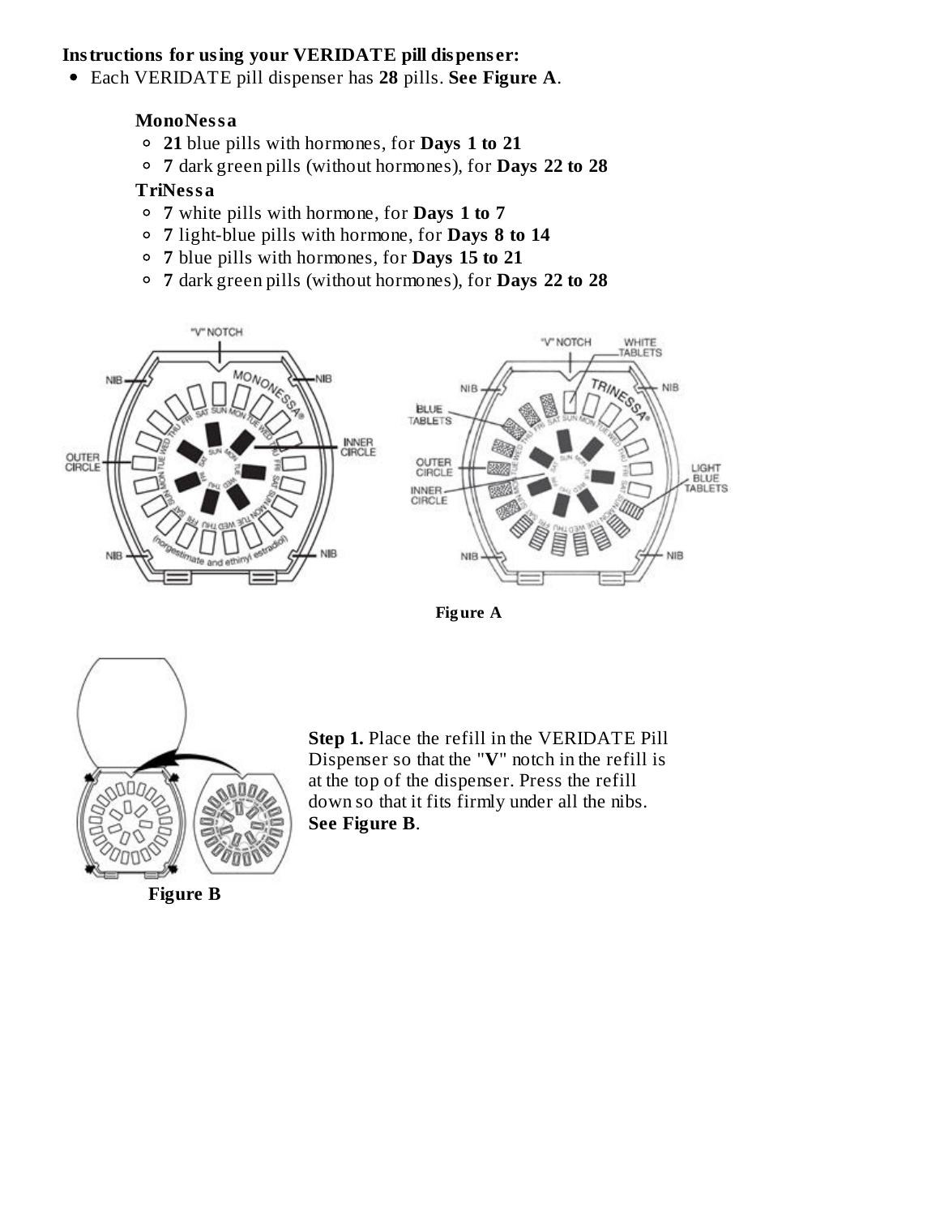**Instructions for using your VERIDATE pill dispenser:**

- Each VERIDATE pill dispenser has **28** pills. **See Figure A**.

  **MonoNessa**

  - **21** blue pills with hormones, for **Days 1 to 21**
  - **7** dark green pills (without hormones), for **Days 22 to 28**

  **TriNessa**

  - **7** white pills with hormone, for **Days 1 to 7**
  - **7** light-blue pills with hormone, for **Days 8 to 14**
  - **7** blue pills with hormones, for **Days 15 to 21**
  - **7** dark green pills (without hormones), for **Days 22 to 28**

**Figure A**

**Figure B**

**Step 1.** Place the refill in the VERIDATE Pill Dispenser so that the "**V**" notch in the refill is at the top of the dispenser. Press the refill down so that it fits firmly under all the nibs. **See Figure B**.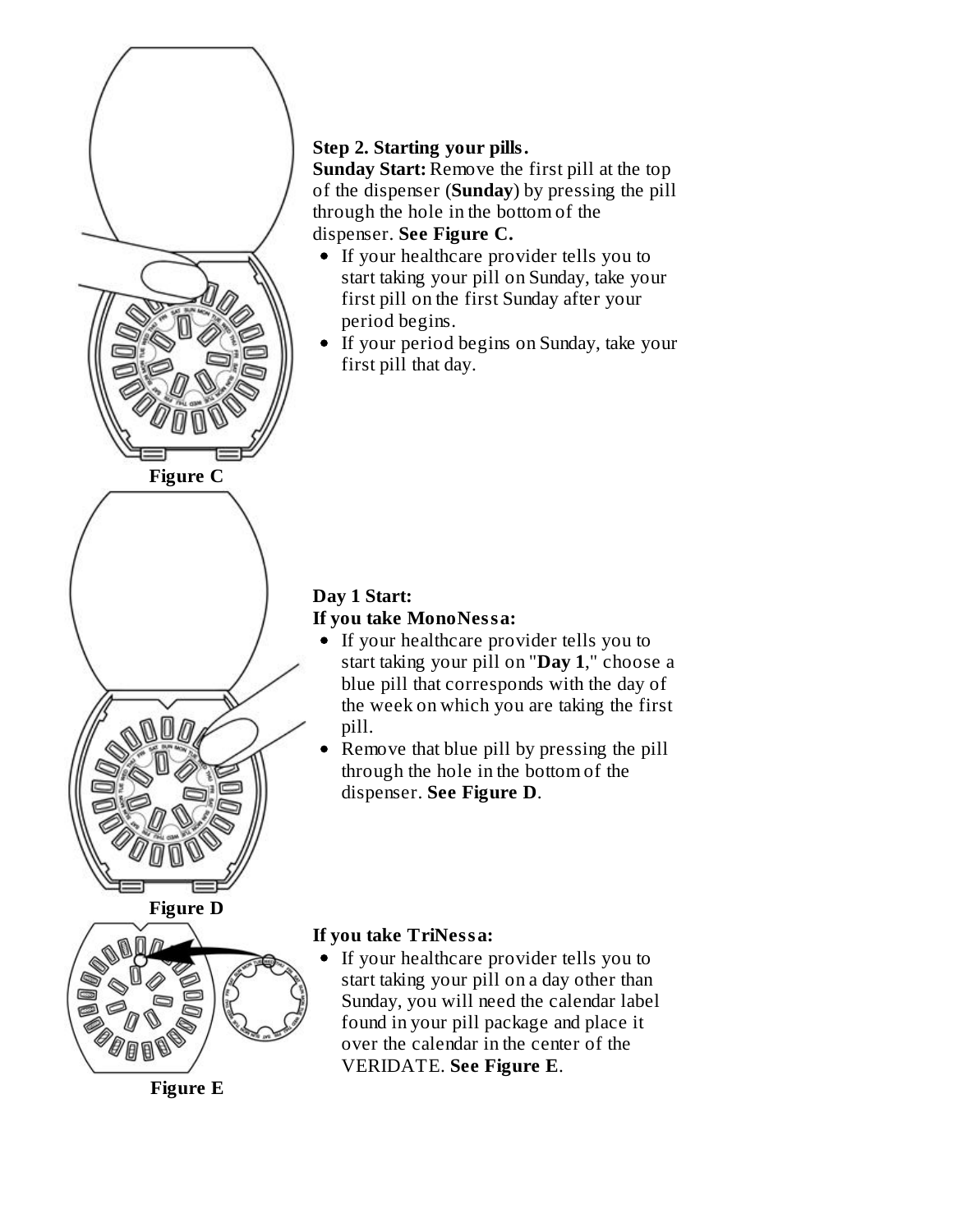**Step 2. Starting your pills.**

**Sunday Start:** Remove the first pill at the top of the dispenser (**Sunday**) by pressing the pill through the hole in the bottom of the dispenser. **See Figure C.**

- If your healthcare provider tells you to start taking your pill on Sunday, take your first pill on the first Sunday after your period begins.
- If your period begins on Sunday, take your first pill that day.

**Figure C**

**Day 1 Start:**

**If you take MonoNessa:**

- If your healthcare provider tells you to start taking your pill on "**Day 1**," choose a blue pill that corresponds with the day of the week on which you are taking the first pill.
- Remove that blue pill by pressing the pill through the hole in the bottom of the dispenser. **See Figure D**.

**Figure D**

**If you take TriNessa:**

- If your healthcare provider tells you to start taking your pill on a day other than Sunday, you will need the calendar label found in your pill package and place it over the calendar in the center of the VERIDATE. **See Figure E**.

**Figure E**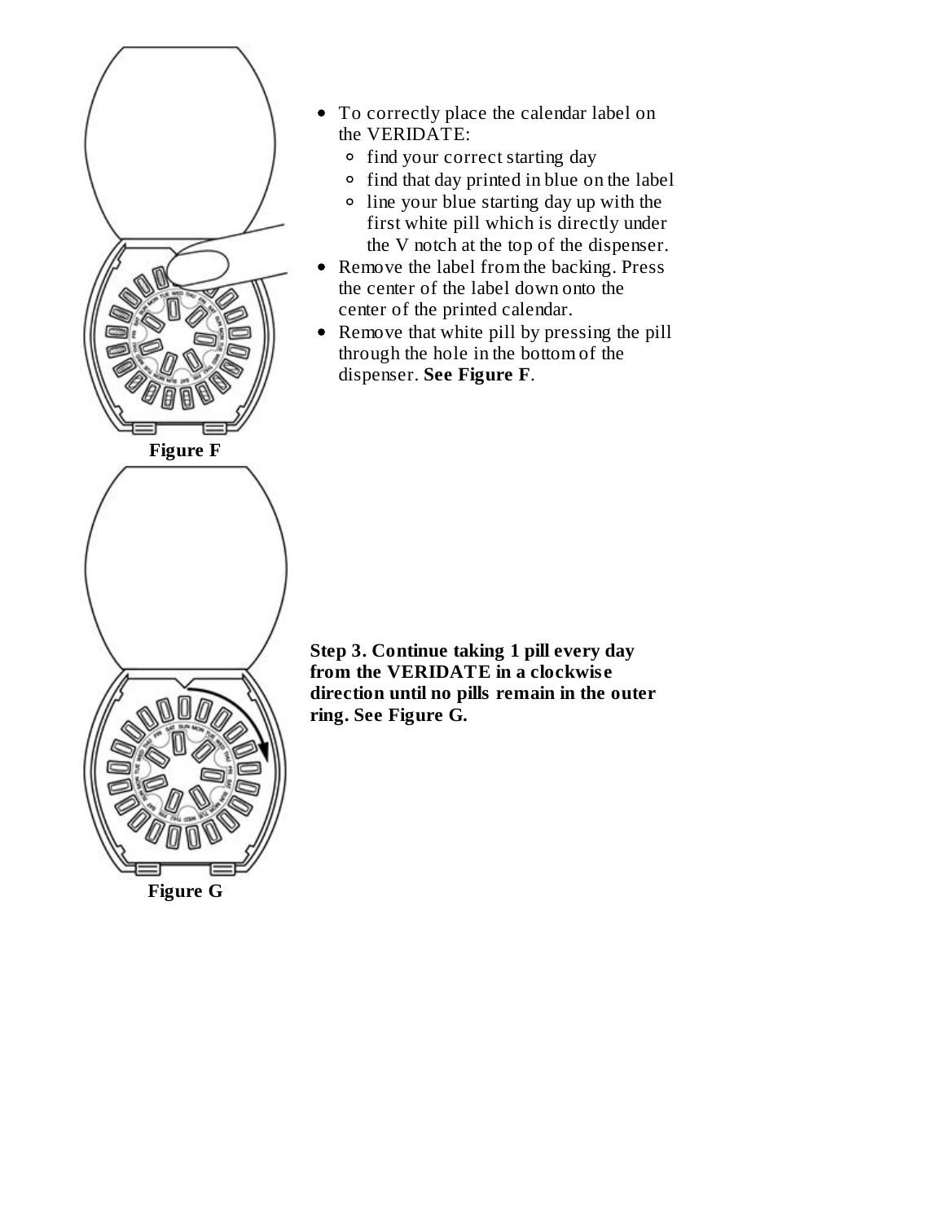- To correctly place the calendar label on the VERIDATE:
  - find your correct starting day
  - find that day printed in blue on the label
  - line your blue starting day up with the first white pill which is directly under the V notch at the top of the dispenser.
- Remove the label from the backing. Press the center of the label down onto the center of the printed calendar.
- Remove that white pill by pressing the pill through the hole in the bottom of the dispenser. **See Figure F**.

Figure F

**Step 3. Continue taking 1 pill every day from the VERIDATE in a clockwise direction until no pills remain in the outer ring. See Figure G.**

Figure G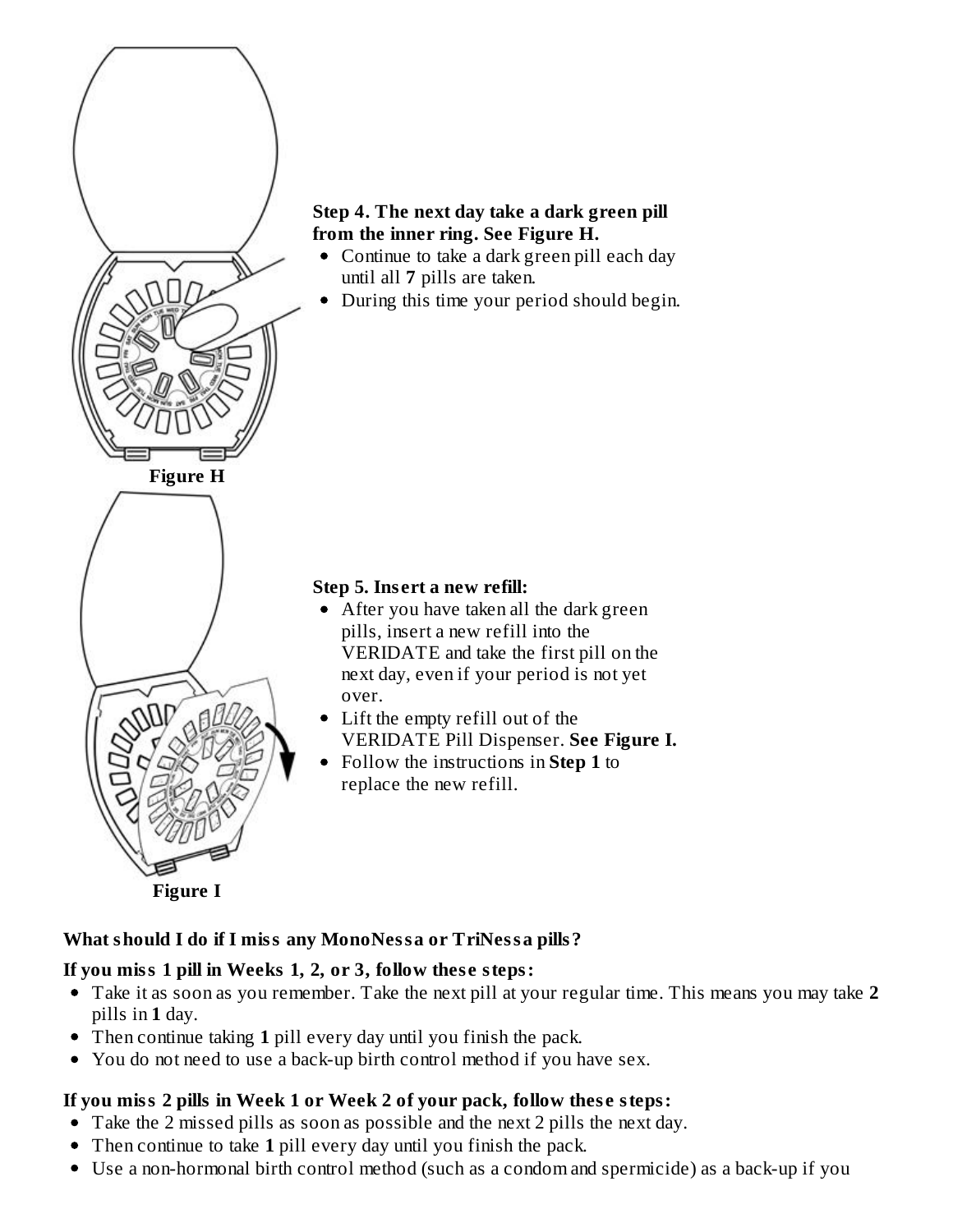**Step 4. The next day take a dark green pill from the inner ring. See Figure H.**

- Continue to take a dark green pill each day until all **7** pills are taken.
- During this time your period should begin.

**Figure H**

**Step 5. Insert a new refill:**

- After you have taken all the dark green pills, insert a new refill into the VERIDATE and take the first pill on the next day, even if your period is not yet over.
- Lift the empty refill out of the VERIDATE Pill Dispenser. **See Figure I.**
- Follow the instructions in **Step 1** to replace the new refill.

**Figure I**

**What should I do if I miss any MonoNessa or TriNessa pills?**

**If you miss 1 pill in Weeks 1, 2, or 3, follow these steps:**

- Take it as soon as you remember. Take the next pill at your regular time. This means you may take **2** pills in **1** day.
- Then continue taking **1** pill every day until you finish the pack.
- You do not need to use a back-up birth control method if you have sex.

**If you miss 2 pills in Week 1 or Week 2 of your pack, follow these steps:**

- Take the 2 missed pills as soon as possible and the next 2 pills the next day.
- Then continue to take **1** pill every day until you finish the pack.
- Use a non-hormonal birth control method (such as a condom and spermicide) as a back-up if you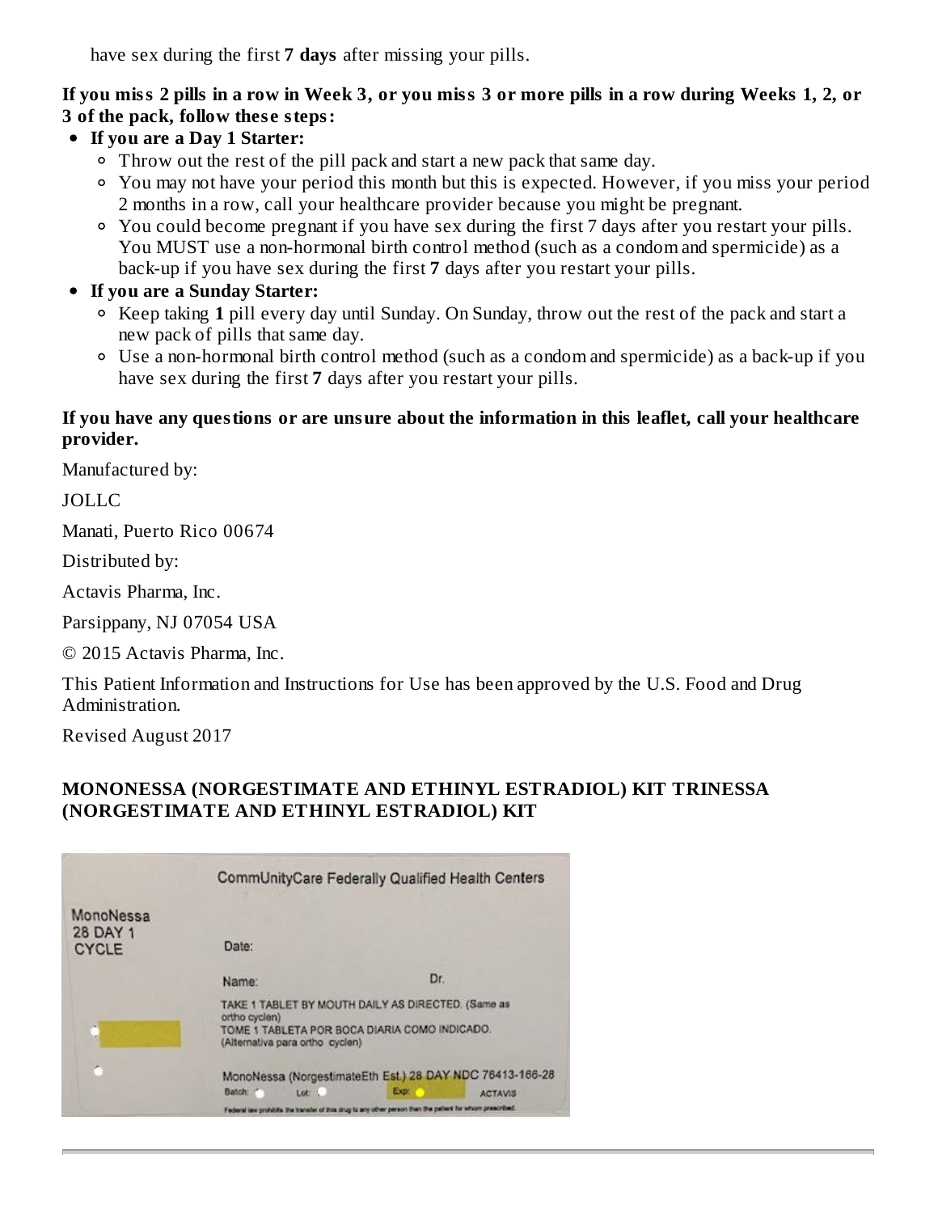have sex during the first **7 days** after missing your pills.

**If you miss 2 pills in a row in Week 3, or you miss 3 or more pills in a row during Weeks 1, 2, or 3 of the pack, follow these steps:**

- **If you are a Day 1 Starter:**
  - Throw out the rest of the pill pack and start a new pack that same day.
  - You may not have your period this month but this is expected. However, if you miss your period 2 months in a row, call your healthcare provider because you might be pregnant.
  - You could become pregnant if you have sex during the first 7 days after you restart your pills. You MUST use a non-hormonal birth control method (such as a condom and spermicide) as a back-up if you have sex during the first **7** days after you restart your pills.
- **If you are a Sunday Starter:**
  - Keep taking **1** pill every day until Sunday. On Sunday, throw out the rest of the pack and start a new pack of pills that same day.
  - Use a non-hormonal birth control method (such as a condom and spermicide) as a back-up if you have sex during the first **7** days after you restart your pills.

**If you have any questions or are unsure about the information in this leaflet, call your healthcare provider.**

Manufactured by:

JOLLC

Manati, Puerto Rico 00674

Distributed by:

Actavis Pharma, Inc.

Parsippany, NJ 07054 USA

© 2015 Actavis Pharma, Inc.

This Patient Information and Instructions for Use has been approved by the U.S. Food and Drug Administration.

Revised August 2017

**MONONESSA (NORGESTIMATE AND ETHINYL ESTRADIOL) KIT TRINESSA (NORGESTIMATE AND ETHINYL ESTRADIOL) KIT**

CommUnityCare Federally Qualified Health Centers

MonoNessa 28 DAY 1 CYCLE

Date:

Name: Dr.

TAKE 1 TABLET BY MOUTH DAILY AS DIRECTED. (Same as ortho cyclen)
TOME 1 TABLETA POR BOCA DIARIA COMO INDICADO. (Alternativa para ortho cyclen)

MonoNessa (NorgestimateEth Est.) 28 DAY NDC 76413-166-28

Batch: Lot: Exp: ACTAVIS

Federal law prohibits the transfer of this drug to any other person than the patient for whom prescribed.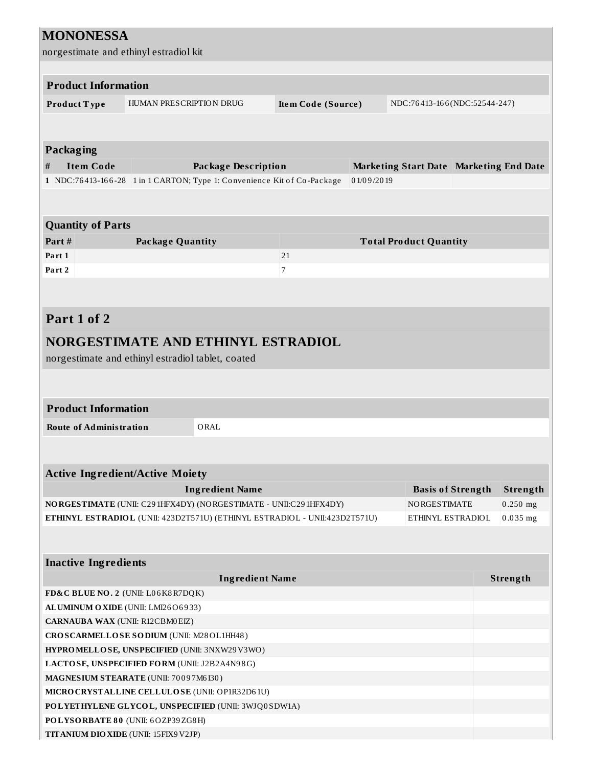# MONONESSA

norgestimate and ethinyl estradiol kit

| **Product Information** | | | |
|---|---|---|---|
| **Product Type** | HUMAN PRESCRIPTION DRUG | **Item Code (Source)** | NDC:76413-166(NDC:52544-247) |

| **Packaging** | | | | |
|---|---|---|---|---|
| **#** | **Item Code** | **Package Description** | **Marketing Start Date** | **Marketing End Date** |
| **1** | NDC:76413-166-28 | 1 in 1 CARTON; Type 1: Convenience Kit of Co-Package | 01/09/2019 | |

| **Quantity of Parts** | | |
|---|---|---|
| **Part #** | **Package Quantity** | **Total Product Quantity** |
| **Part 1** | | 21 |
| **Part 2** | | 7 |

## Part 1 of 2

## NORGESTIMATE AND ETHINYL ESTRADIOL

norgestimate and ethinyl estradiol tablet, coated

| **Product Information** | |
|---|---|
| **Route of Administration** | ORAL |

| **Active Ingredient/Active Moiety** | | |
|---|---|---|
| **Ingredient Name** | **Basis of Strength** | **Strength** |
| **NORGESTIMATE** (UNII: C291HFX4DY) (NORGESTIMATE - UNII:C291HFX4DY) | NORGESTIMATE | 0.250 mg |
| **ETHINYL ESTRADIOL** (UNII: 423D2T571U) (ETHINYL ESTRADIOL - UNII:423D2T571U) | ETHINYL ESTRADIOL | 0.035 mg |

| **Inactive Ingredients** | |
|---|---|
| **Ingredient Name** | **Strength** |
| **FD&C BLUE NO. 2** (UNII: L06K8R7DQK) | |
| **ALUMINUM OXIDE** (UNII: LMI26O6933) | |
| **CARNAUBA WAX** (UNII: R12CBM0EIZ) | |
| **CROSCARMELLOSE SODIUM** (UNII: M28OL1HH48) | |
| **HYPROMELLOSE, UNSPECIFIED** (UNII: 3NXW29V3WO) | |
| **LACTOSE, UNSPECIFIED FORM** (UNII: J2B2A4N98G) | |
| **MAGNESIUM STEARATE** (UNII: 70097M6I30) | |
| **MICROCRYSTALLINE CELLULOSE** (UNII: OP1R32D61U) | |
| **POLYETHYLENE GLYCOL, UNSPECIFIED** (UNII: 3WJQ0SDW1A) | |
| **POLYSORBATE 80** (UNII: 6OZP39ZG8H) | |
| **TITANIUM DIOXIDE** (UNII: 15FIX9V2JP) | |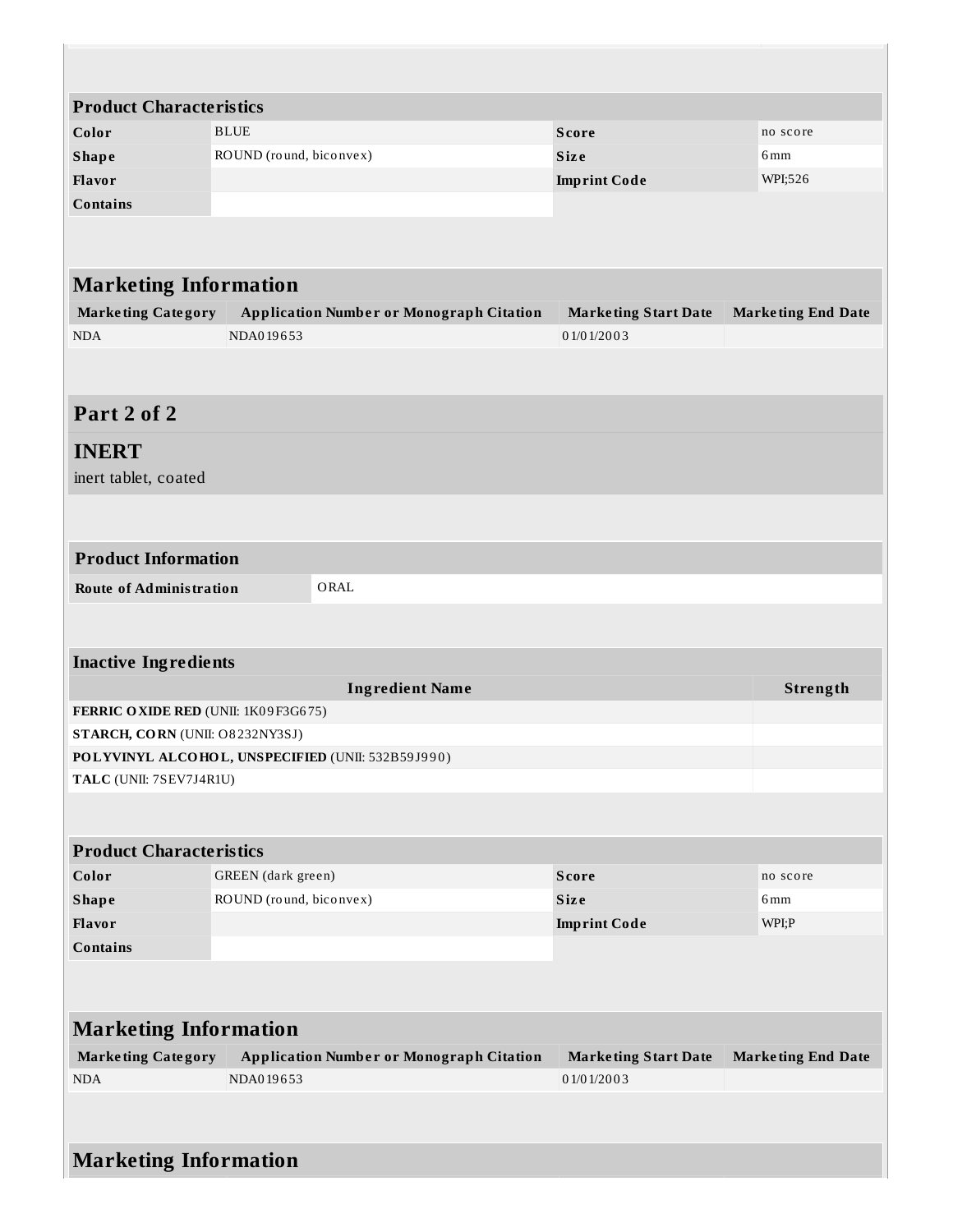| Product Characteristics | | | |
|---|---|---|---|
| **Color** | BLUE | **Score** | no score |
| **Shape** | ROUND (round, biconvex) | **Size** | 6mm |
| **Flavor** | | **Imprint Code** | WPI;526 |
| **Contains** | | | |

| Marketing Information | | | |
|---|---|---|---|
| **Marketing Category** | **Application Number or Monograph Citation** | **Marketing Start Date** | **Marketing End Date** |
| NDA | NDA019653 | 01/01/2003 | |

## Part 2 of 2

## INERT

inert tablet, coated

| Product Information | |
|---|---|
| **Route of Administration** | ORAL |

| Inactive Ingredients | |
|---|---|
| **Ingredient Name** | **Strength** |
| **FERRIC OXIDE RED** (UNII: 1K09F3G675) | |
| **STARCH, CORN** (UNII: O8232NY3SJ) | |
| **POLYVINYL ALCOHOL, UNSPECIFIED** (UNII: 532B59J990) | |
| **TALC** (UNII: 7SEV7J4R1U) | |

| Product Characteristics | | | |
|---|---|---|---|
| **Color** | GREEN (dark green) | **Score** | no score |
| **Shape** | ROUND (round, biconvex) | **Size** | 6mm |
| **Flavor** | | **Imprint Code** | WPI;P |
| **Contains** | | | |

| Marketing Information | | | |
|---|---|---|---|
| **Marketing Category** | **Application Number or Monograph Citation** | **Marketing Start Date** | **Marketing End Date** |
| NDA | NDA019653 | 01/01/2003 | |

## Marketing Information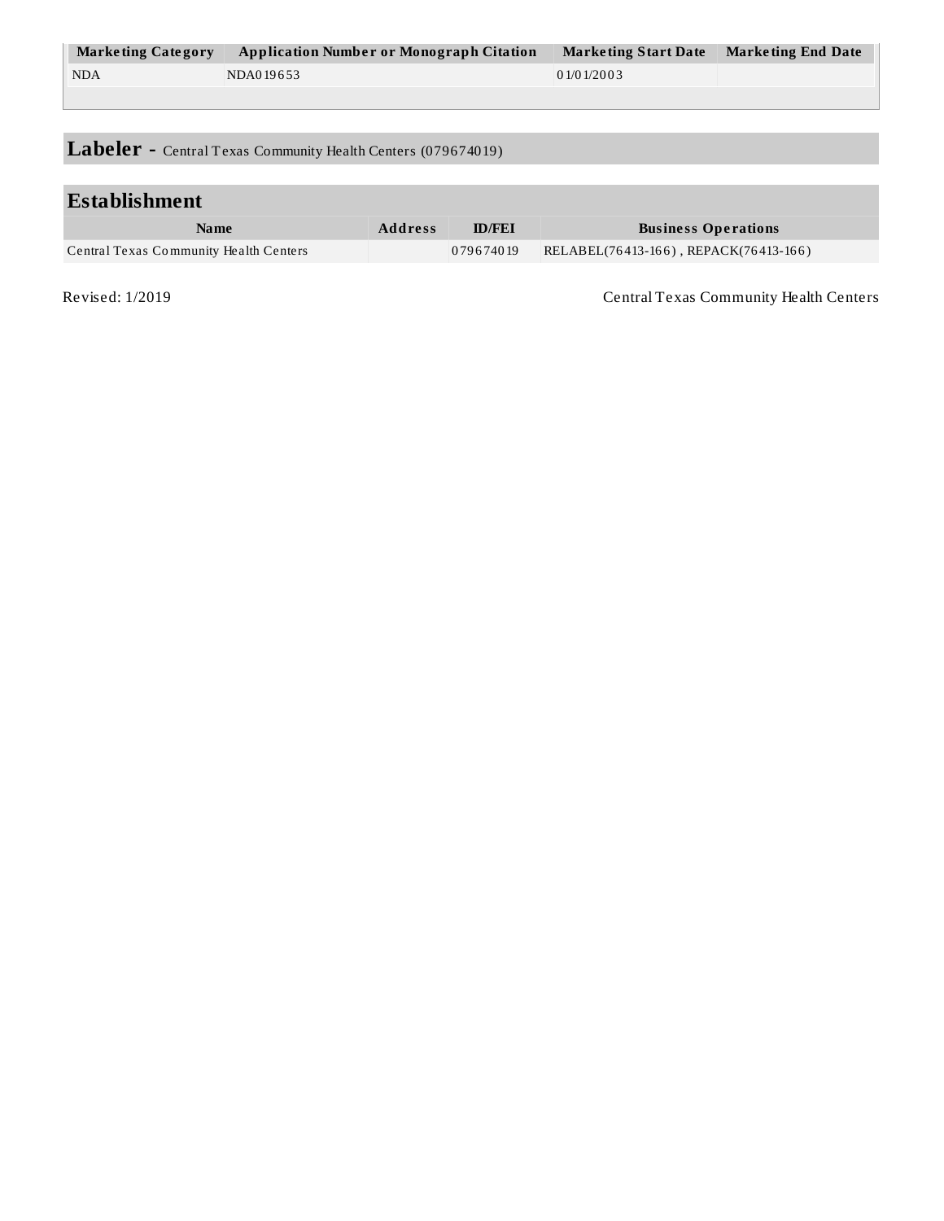| Marketing Category | Application Number or Monograph Citation | Marketing Start Date | Marketing End Date |
| --- | --- | --- | --- |
| NDA | NDA019653 | 01/01/2003 | |

## Labeler - Central Texas Community Health Centers (079674019)

## Establishment

| Name | Address | ID/FEI | Business Operations |
| --- | --- | --- | --- |
| Central Texas Community Health Centers | | 079674019 | RELABEL(76413-166) , REPACK(76413-166) |

Revised: 1/2019

Central Texas Community Health Centers